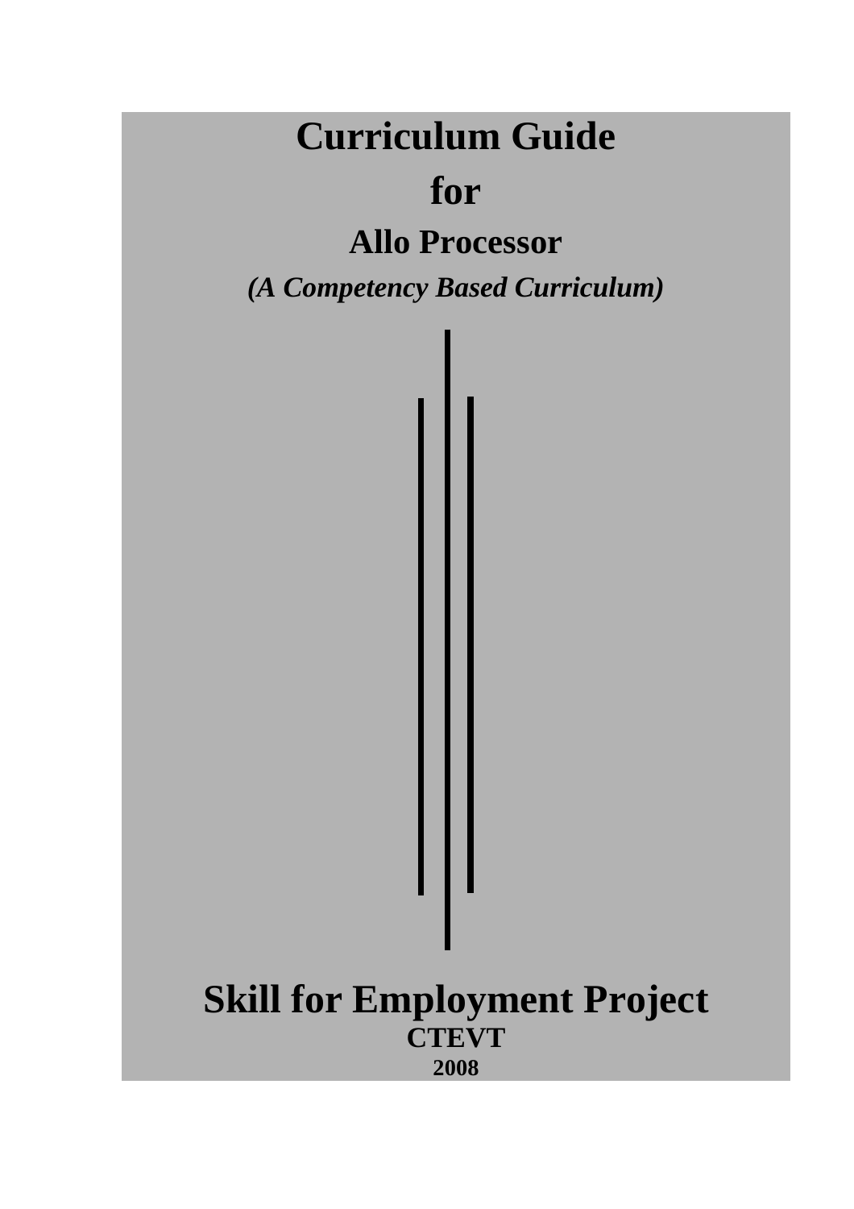# Curriculum Guide

# for

## Allo Processor

***(A Competency Based Curriculum)***

# Skill for Employment Project

**CTEVT**

**2008**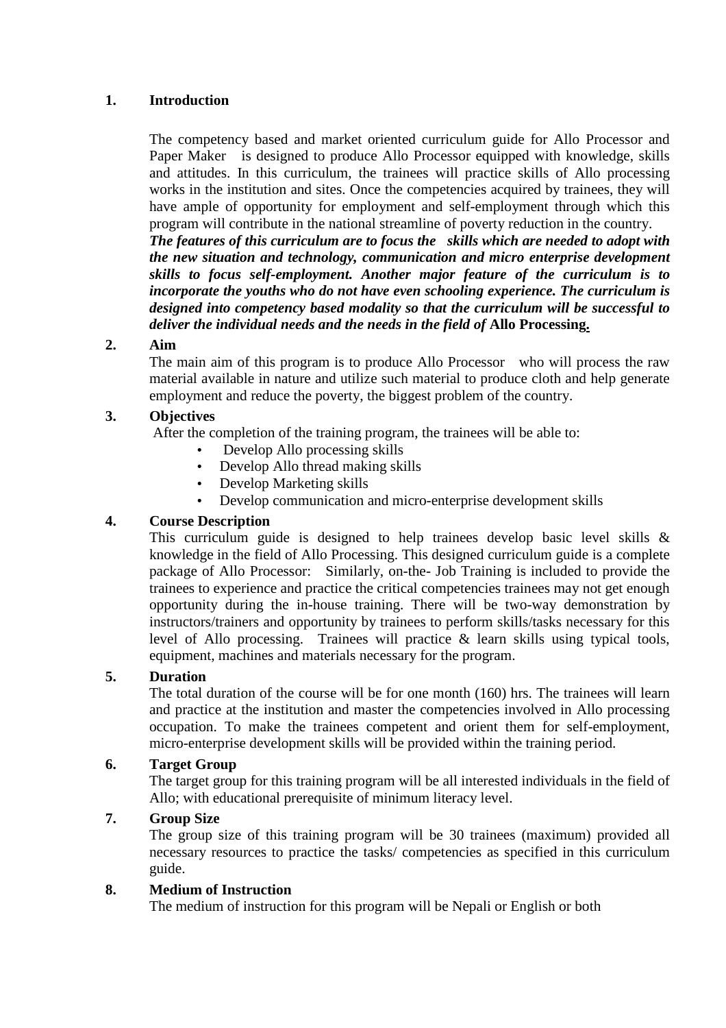## 1. Introduction

The competency based and market oriented curriculum guide for Allo Processor and Paper Maker is designed to produce Allo Processor equipped with knowledge, skills and attitudes. In this curriculum, the trainees will practice skills of Allo processing works in the institution and sites. Once the competencies acquired by trainees, they will have ample of opportunity for employment and self-employment through which this program will contribute in the national streamline of poverty reduction in the country.
***The features of this curriculum are to focus the skills which are needed to adopt with the new situation and technology, communication and micro enterprise development skills to focus self-employment. Another major feature of the curriculum is to incorporate the youths who do not have even schooling experience. The curriculum is designed into competency based modality so that the curriculum will be successful to deliver the individual needs and the needs in the field of* Allo Processing.**

## 2. Aim

The main aim of this program is to produce Allo Processor who will process the raw material available in nature and utilize such material to produce cloth and help generate employment and reduce the poverty, the biggest problem of the country.

## 3. Objectives

After the completion of the training program, the trainees will be able to:

- Develop Allo processing skills
- Develop Allo thread making skills
- Develop Marketing skills
- Develop communication and micro-enterprise development skills

## 4. Course Description

This curriculum guide is designed to help trainees develop basic level skills & knowledge in the field of Allo Processing. This designed curriculum guide is a complete package of Allo Processor: Similarly, on-the- Job Training is included to provide the trainees to experience and practice the critical competencies trainees may not get enough opportunity during the in-house training. There will be two-way demonstration by instructors/trainers and opportunity by trainees to perform skills/tasks necessary for this level of Allo processing. Trainees will practice & learn skills using typical tools, equipment, machines and materials necessary for the program.

## 5. Duration

The total duration of the course will be for one month (160) hrs. The trainees will learn and practice at the institution and master the competencies involved in Allo processing occupation. To make the trainees competent and orient them for self-employment, micro-enterprise development skills will be provided within the training period.

## 6. Target Group

The target group for this training program will be all interested individuals in the field of Allo; with educational prerequisite of minimum literacy level.

## 7. Group Size

The group size of this training program will be 30 trainees (maximum) provided all necessary resources to practice the tasks/ competencies as specified in this curriculum guide.

## 8. Medium of Instruction

The medium of instruction for this program will be Nepali or English or both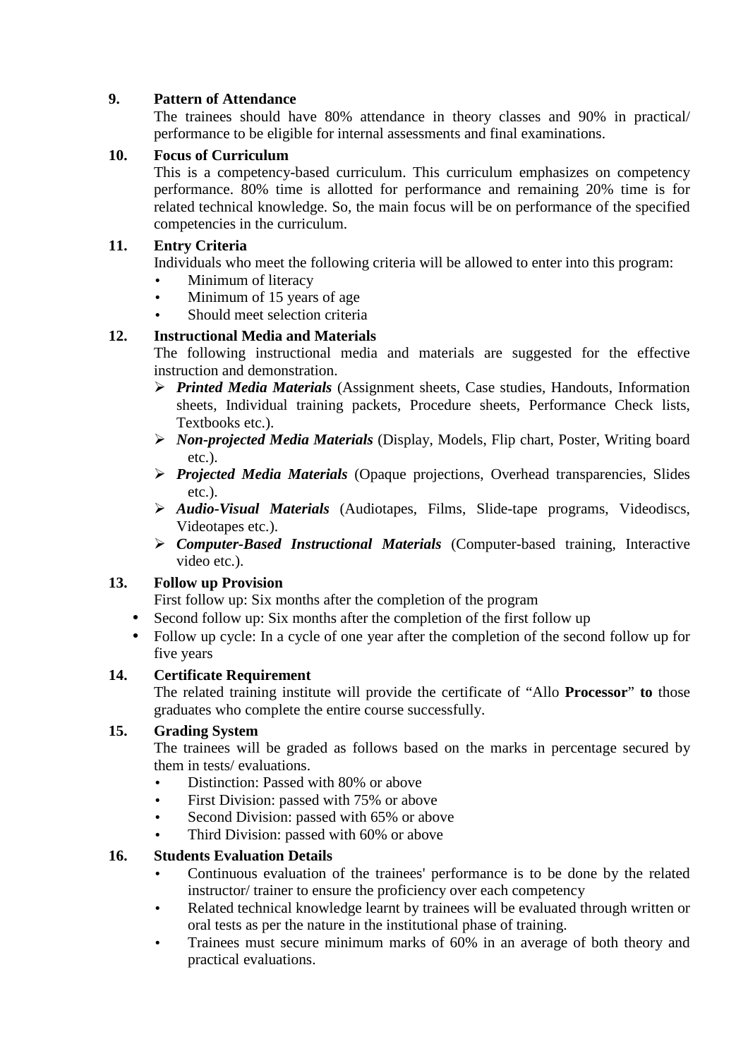**9. Pattern of Attendance**

The trainees should have 80% attendance in theory classes and 90% in practical/ performance to be eligible for internal assessments and final examinations.

**10. Focus of Curriculum**

This is a competency-based curriculum. This curriculum emphasizes on competency performance. 80% time is allotted for performance and remaining 20% time is for related technical knowledge. So, the main focus will be on performance of the specified competencies in the curriculum.

**11. Entry Criteria**

Individuals who meet the following criteria will be allowed to enter into this program:

- Minimum of literacy
- Minimum of 15 years of age
- Should meet selection criteria

**12. Instructional Media and Materials**

The following instructional media and materials are suggested for the effective instruction and demonstration.

- ***Printed Media Materials*** (Assignment sheets, Case studies, Handouts, Information sheets, Individual training packets, Procedure sheets, Performance Check lists, Textbooks etc.).
- ***Non-projected Media Materials*** (Display, Models, Flip chart, Poster, Writing board etc.).
- ***Projected Media Materials*** (Opaque projections, Overhead transparencies, Slides etc.).
- ***Audio-Visual Materials*** (Audiotapes, Films, Slide-tape programs, Videodiscs, Videotapes etc.).
- ***Computer-Based Instructional Materials*** (Computer-based training, Interactive video etc.).

**13. Follow up Provision**

First follow up: Six months after the completion of the program

- Second follow up: Six months after the completion of the first follow up
- Follow up cycle: In a cycle of one year after the completion of the second follow up for five years

**14. Certificate Requirement**

The related training institute will provide the certificate of "Allo **Processor**" **to** those graduates who complete the entire course successfully.

**15. Grading System**

The trainees will be graded as follows based on the marks in percentage secured by them in tests/ evaluations.

- Distinction: Passed with 80% or above
- First Division: passed with 75% or above
- Second Division: passed with 65% or above
- Third Division: passed with 60% or above

**16. Students Evaluation Details**

- Continuous evaluation of the trainees' performance is to be done by the related instructor/ trainer to ensure the proficiency over each competency
- Related technical knowledge learnt by trainees will be evaluated through written or oral tests as per the nature in the institutional phase of training.
- Trainees must secure minimum marks of 60% in an average of both theory and practical evaluations.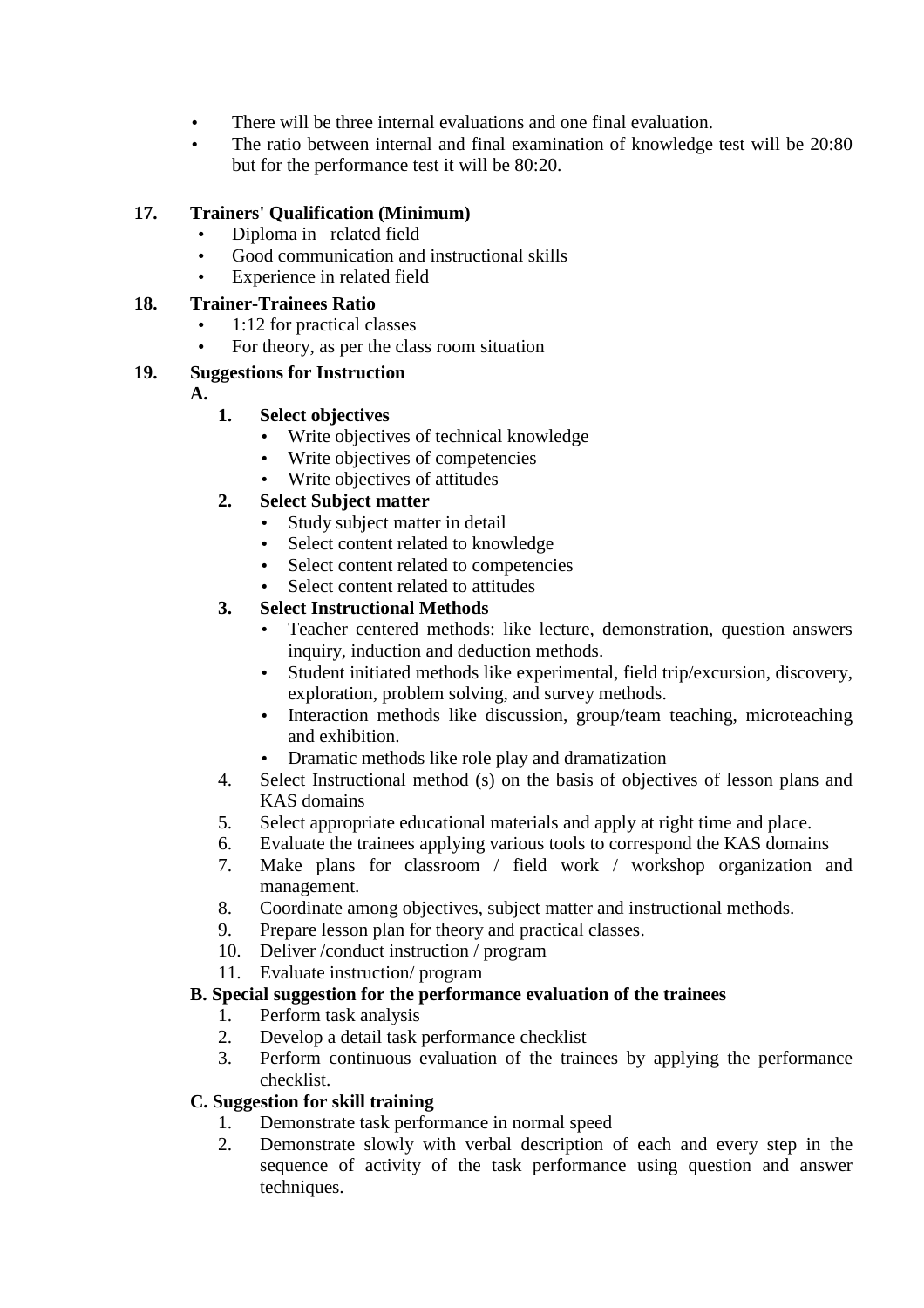- There will be three internal evaluations and one final evaluation.
- The ratio between internal and final examination of knowledge test will be 20:80 but for the performance test it will be 80:20.

## 17. Trainers' Qualification (Minimum)

- Diploma in related field
- Good communication and instructional skills
- Experience in related field

## 18. Trainer-Trainees Ratio

- 1:12 for practical classes
- For theory, as per the class room situation

## 19. Suggestions for Instruction

**A.**

1. **Select objectives**
   - Write objectives of technical knowledge
   - Write objectives of competencies
   - Write objectives of attitudes
2. **Select Subject matter**
   - Study subject matter in detail
   - Select content related to knowledge
   - Select content related to competencies
   - Select content related to attitudes
3. **Select Instructional Methods**
   - Teacher centered methods: like lecture, demonstration, question answers inquiry, induction and deduction methods.
   - Student initiated methods like experimental, field trip/excursion, discovery, exploration, problem solving, and survey methods.
   - Interaction methods like discussion, group/team teaching, microteaching and exhibition.
   - Dramatic methods like role play and dramatization
4. Select Instructional method (s) on the basis of objectives of lesson plans and KAS domains
5. Select appropriate educational materials and apply at right time and place.
6. Evaluate the trainees applying various tools to correspond the KAS domains
7. Make plans for classroom / field work / workshop organization and management.
8. Coordinate among objectives, subject matter and instructional methods.
9. Prepare lesson plan for theory and practical classes.
10. Deliver /conduct instruction / program
11. Evaluate instruction/ program

**B. Special suggestion for the performance evaluation of the trainees**

1. Perform task analysis
2. Develop a detail task performance checklist
3. Perform continuous evaluation of the trainees by applying the performance checklist.

**C. Suggestion for skill training**

1. Demonstrate task performance in normal speed
2. Demonstrate slowly with verbal description of each and every step in the sequence of activity of the task performance using question and answer techniques.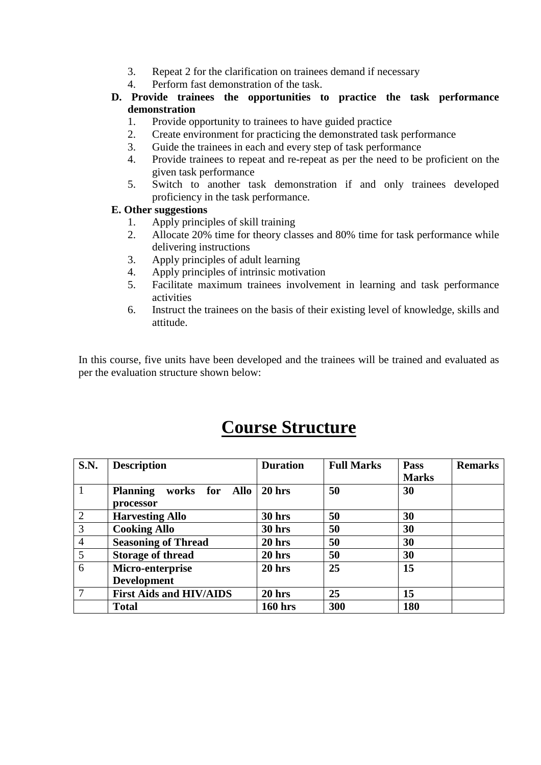3. Repeat 2 for the clarification on trainees demand if necessary
4. Perform fast demonstration of the task.

**D. Provide trainees the opportunities to practice the task performance demonstration**

1. Provide opportunity to trainees to have guided practice
2. Create environment for practicing the demonstrated task performance
3. Guide the trainees in each and every step of task performance
4. Provide trainees to repeat and re-repeat as per the need to be proficient on the given task performance
5. Switch to another task demonstration if and only trainees developed proficiency in the task performance.

**E. Other suggestions**

1. Apply principles of skill training
2. Allocate 20% time for theory classes and 80% time for task performance while delivering instructions
3. Apply principles of adult learning
4. Apply principles of intrinsic motivation
5. Facilitate maximum trainees involvement in learning and task performance activities
6. Instruct the trainees on the basis of their existing level of knowledge, skills and attitude.

In this course, five units have been developed and the trainees will be trained and evaluated as per the evaluation structure shown below:

# Course Structure

| S.N. | Description | Duration | Full Marks | Pass Marks | Remarks |
|---|---|---|---|---|---|
| 1 | **Planning works for Allo processor** | **20 hrs** | **50** | **30** | |
| 2 | **Harvesting Allo** | **30 hrs** | **50** | **30** | |
| 3 | **Cooking Allo** | **30 hrs** | **50** | **30** | |
| 4 | **Seasoning of Thread** | **20 hrs** | **50** | **30** | |
| 5 | **Storage of thread** | **20 hrs** | **50** | **30** | |
| 6 | **Micro-enterprise Development** | **20 hrs** | **25** | **15** | |
| 7 | **First Aids and HIV/AIDS** | **20 hrs** | **25** | **15** | |
| | **Total** | **160 hrs** | **300** | **180** | |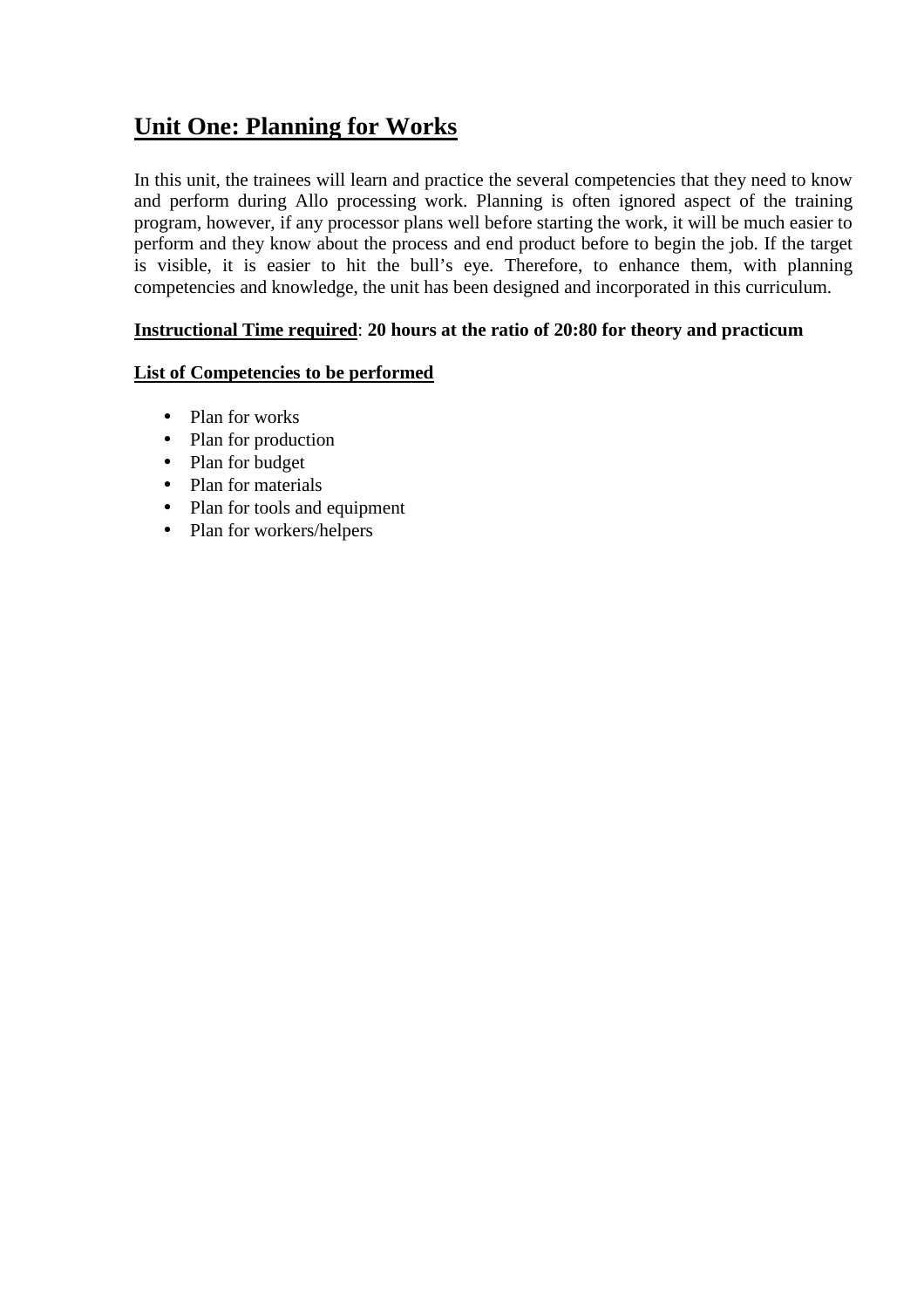## Unit One: Planning for Works

In this unit, the trainees will learn and practice the several competencies that they need to know and perform during Allo processing work. Planning is often ignored aspect of the training program, however, if any processor plans well before starting the work, it will be much easier to perform and they know about the process and end product before to begin the job. If the target is visible, it is easier to hit the bull's eye. Therefore, to enhance them, with planning competencies and knowledge, the unit has been designed and incorporated in this curriculum.

**Instructional Time required**: **20 hours at the ratio of 20:80 for theory and practicum**

**List of Competencies to be performed**

- Plan for works
- Plan for production
- Plan for budget
- Plan for materials
- Plan for tools and equipment
- Plan for workers/helpers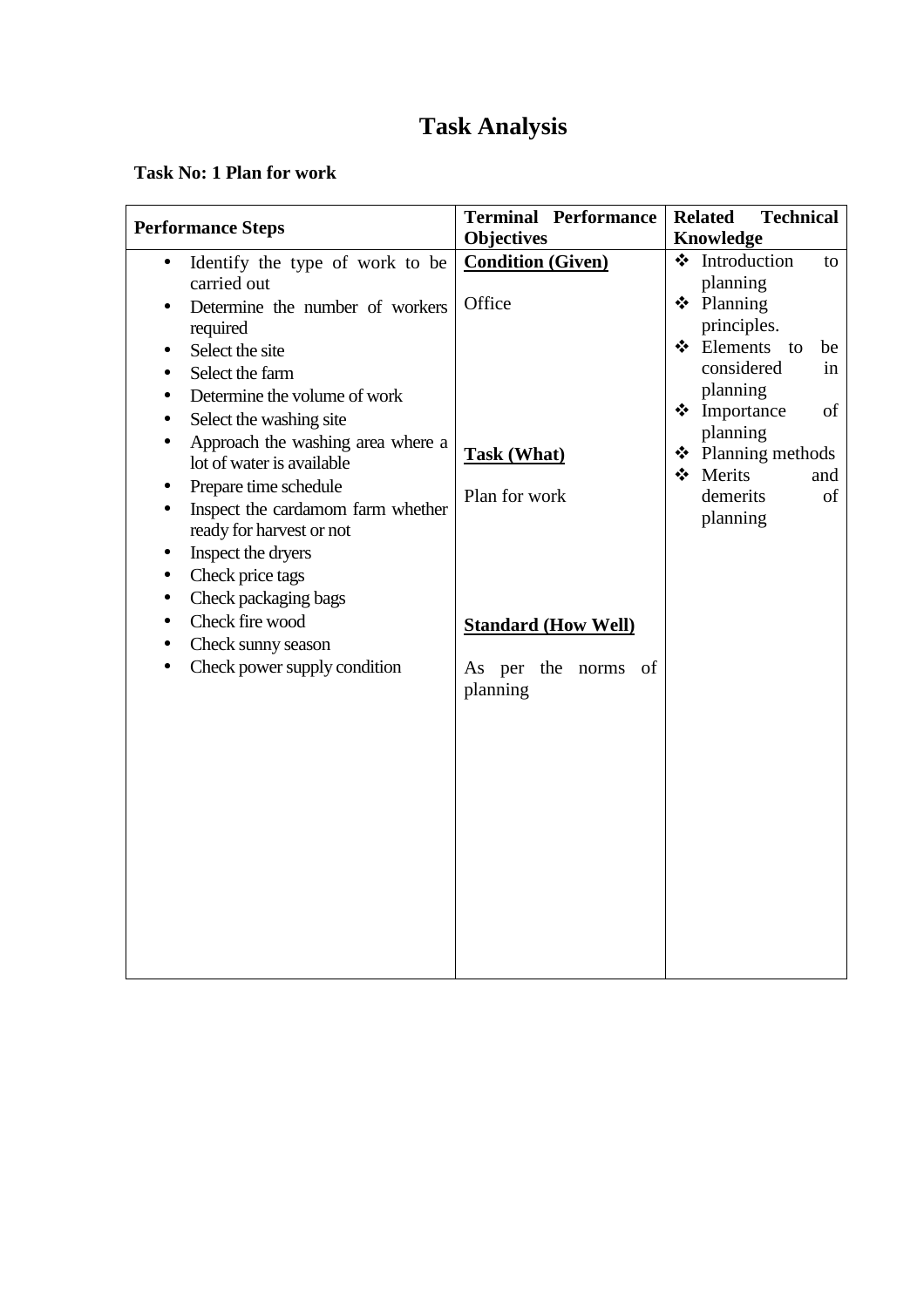# Task Analysis

**Task No: 1 Plan for work**

| Performance Steps | Terminal Performance Objectives | Related Technical Knowledge |
|---|---|---|
| • Identify the type of work to be carried out<br>• Determine the number of workers required<br>• Select the site<br>• Select the farm<br>• Determine the volume of work<br>• Select the washing site<br>• Approach the washing area where a lot of water is available<br>• Prepare time schedule<br>• Inspect the cardamom farm whether ready for harvest or not<br>• Inspect the dryers<br>• Check price tags<br>• Check packaging bags<br>• Check fire wood<br>• Check sunny season<br>• Check power supply condition | **<u>Condition (Given)</u>**<br><br>Office<br><br>**<u>Task (What)</u>**<br><br>Plan for work<br><br>**<u>Standard (How Well)</u>**<br><br>As per the norms of planning | ❖ Introduction to planning<br>❖ Planning principles.<br>❖ Elements to be considered in planning<br>❖ Importance of planning<br>❖ Planning methods<br>❖ Merits and demerits of planning |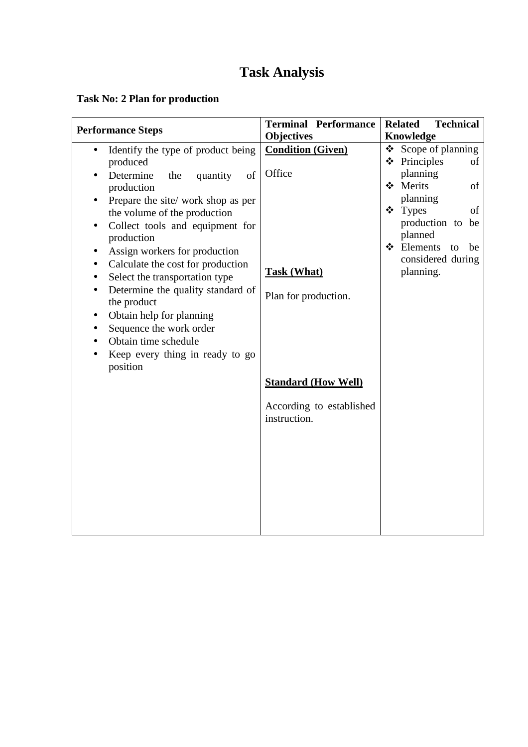# Task Analysis

**Task No: 2 Plan for production**

| **Performance Steps** | **Terminal Performance Objectives** | **Related Technical Knowledge** |
|---|---|---|
| • Identify the type of product being produced<br>• Determine the quantity of production<br>• Prepare the site/ work shop as per the volume of the production<br>• Collect tools and equipment for production<br>• Assign workers for production<br>• Calculate the cost for production<br>• Select the transportation type<br>• Determine the quality standard of the product<br>• Obtain help for planning<br>• Sequence the work order<br>• Obtain time schedule<br>• Keep every thing in ready to go position | **<u>Condition (Given)</u>**<br><br>Office<br><br>**<u>Task (What)</u>**<br><br>Plan for production.<br><br>**<u>Standard (How Well)</u>**<br><br>According to established instruction. | ❖ Scope of planning<br>❖ Principles of planning<br>❖ Merits of planning<br>❖ Types of production to be planned<br>❖ Elements to be considered during planning. |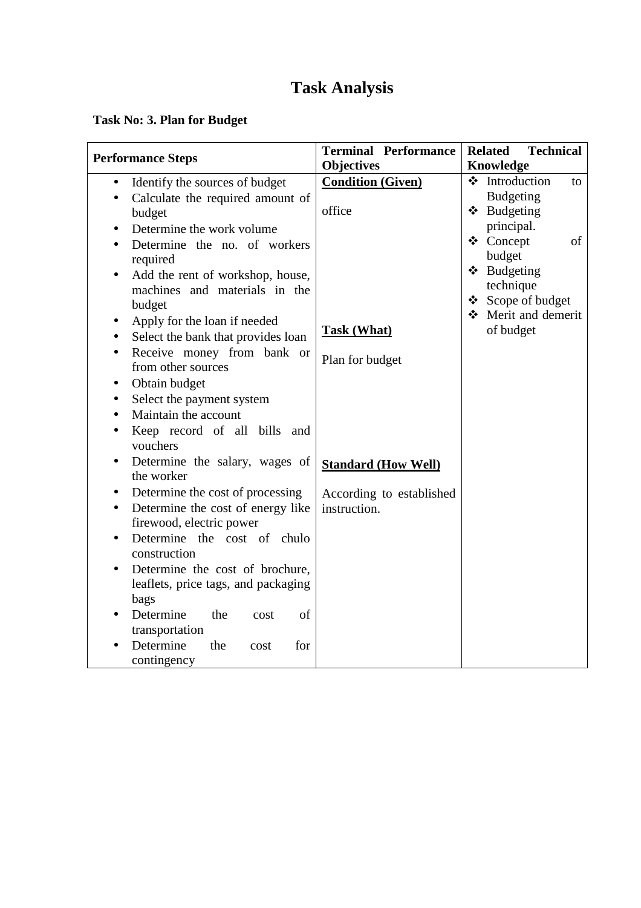# Task Analysis

**Task No: 3. Plan for Budget**

| **Performance Steps** | **Terminal Performance Objectives** | **Related Technical Knowledge** |
|---|---|---|
| • Identify the sources of budget<br>• Calculate the required amount of budget<br>• Determine the work volume<br>• Determine the no. of workers required<br>• Add the rent of workshop, house, machines and materials in the budget<br>• Apply for the loan if needed<br>• Select the bank that provides loan<br>• Receive money from bank or from other sources<br>• Obtain budget<br>• Select the payment system<br>• Maintain the account<br>• Keep record of all bills and vouchers<br>• Determine the salary, wages of the worker<br>• Determine the cost of processing<br>• Determine the cost of energy like firewood, electric power<br>• Determine the cost of chulo construction<br>• Determine the cost of brochure, leaflets, price tags, and packaging bags<br>• Determine the cost of transportation<br>• Determine the cost for contingency | **<u>Condition (Given)</u>**<br><br>office<br><br>**<u>Task (What)</u>**<br><br>Plan for budget<br><br>**<u>Standard (How Well)</u>**<br><br>According to established instruction. | ❖ Introduction to Budgeting<br>❖ Budgeting principal.<br>❖ Concept of budget<br>❖ Budgeting technique<br>❖ Scope of budget<br>❖ Merit and demerit of budget |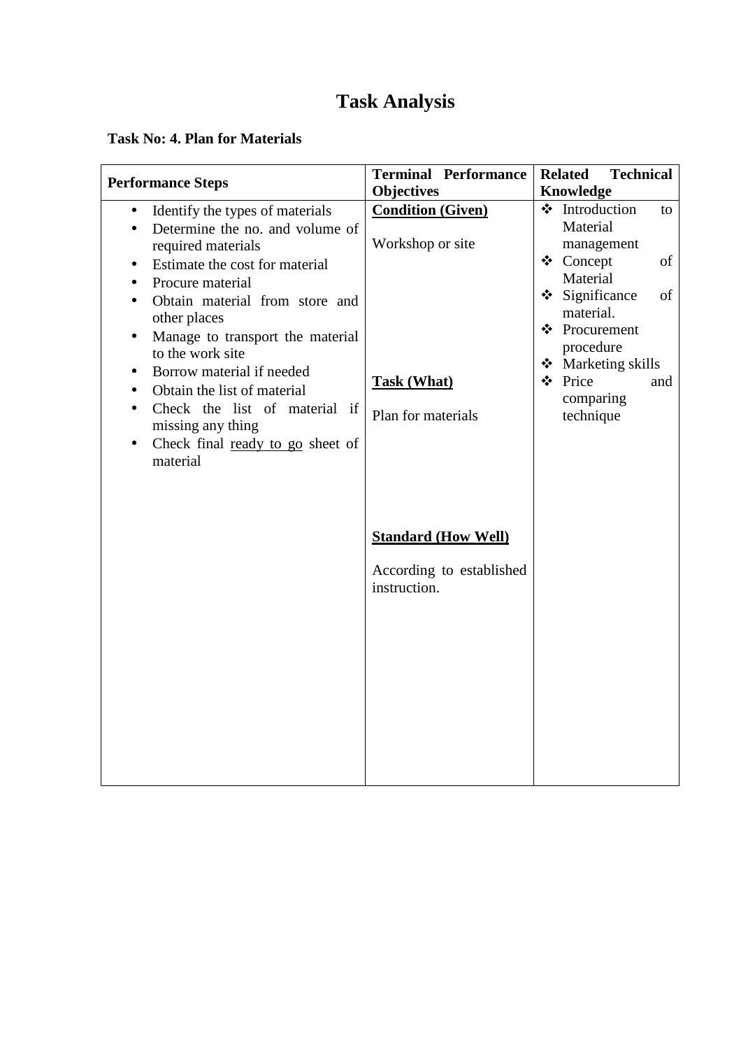# Task Analysis

**Task No: 4. Plan for Materials**

| Performance Steps | Terminal Performance Objectives | Related Technical Knowledge |
|---|---|---|
| • Identify the types of materials<br>• Determine the no. and volume of required materials<br>• Estimate the cost for material<br>• Procure material<br>• Obtain material from store and other places<br>• Manage to transport the material to the work site<br>• Borrow material if needed<br>• Obtain the list of material<br>• Check the list of material if missing any thing<br>• Check final <u>ready to go</u> sheet of material | **<u>Condition (Given)</u>**<br><br>Workshop or site<br><br>**<u>Task (What)</u>**<br><br>Plan for materials<br><br>**<u>Standard (How Well)</u>**<br><br>According to established instruction. | ❖ Introduction to Material management<br>❖ Concept of Material<br>❖ Significance of material.<br>❖ Procurement procedure<br>❖ Marketing skills<br>❖ Price and comparing technique |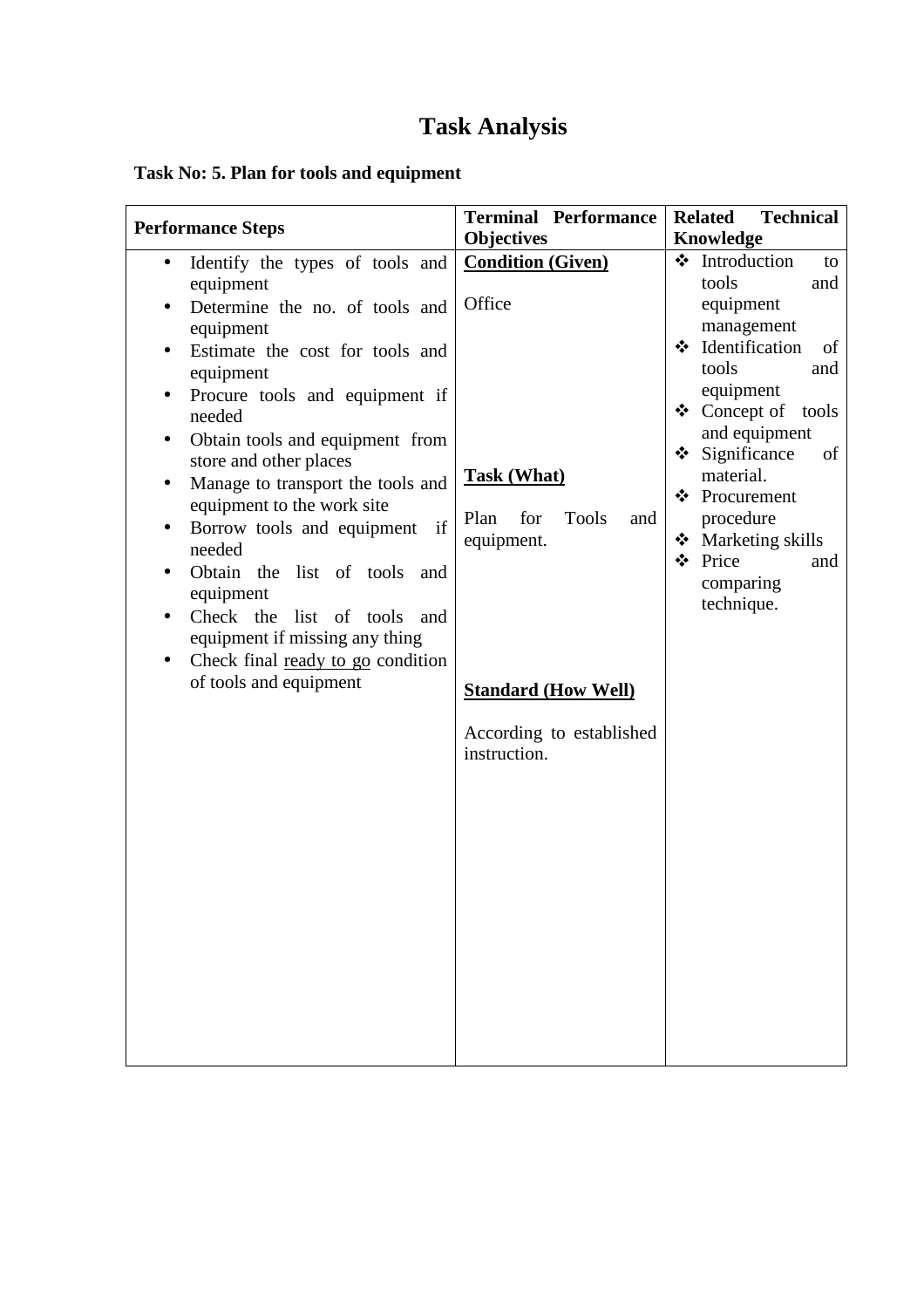# Task Analysis

**Task No: 5. Plan for tools and equipment**

| Performance Steps | Terminal Performance Objectives | Related Technical Knowledge |
|---|---|---|
| • Identify the types of tools and equipment<br>• Determine the no. of tools and equipment<br>• Estimate the cost for tools and equipment<br>• Procure tools and equipment if needed<br>• Obtain tools and equipment from store and other places<br>• Manage to transport the tools and equipment to the work site<br>• Borrow tools and equipment if needed<br>• Obtain the list of tools and equipment<br>• Check the list of tools and equipment if missing any thing<br>• Check final <u>ready to go</u> condition of tools and equipment | **<u>Condition (Given)</u>**<br><br>Office<br><br>**<u>Task (What)</u>**<br><br>Plan for Tools and equipment.<br><br>**<u>Standard (How Well)</u>**<br><br>According to established instruction. | ❖ Introduction to tools and equipment management<br>❖ Identification of tools and equipment<br>❖ Concept of tools and equipment<br>❖ Significance of material.<br>❖ Procurement procedure<br>❖ Marketing skills<br>❖ Price and comparing technique. |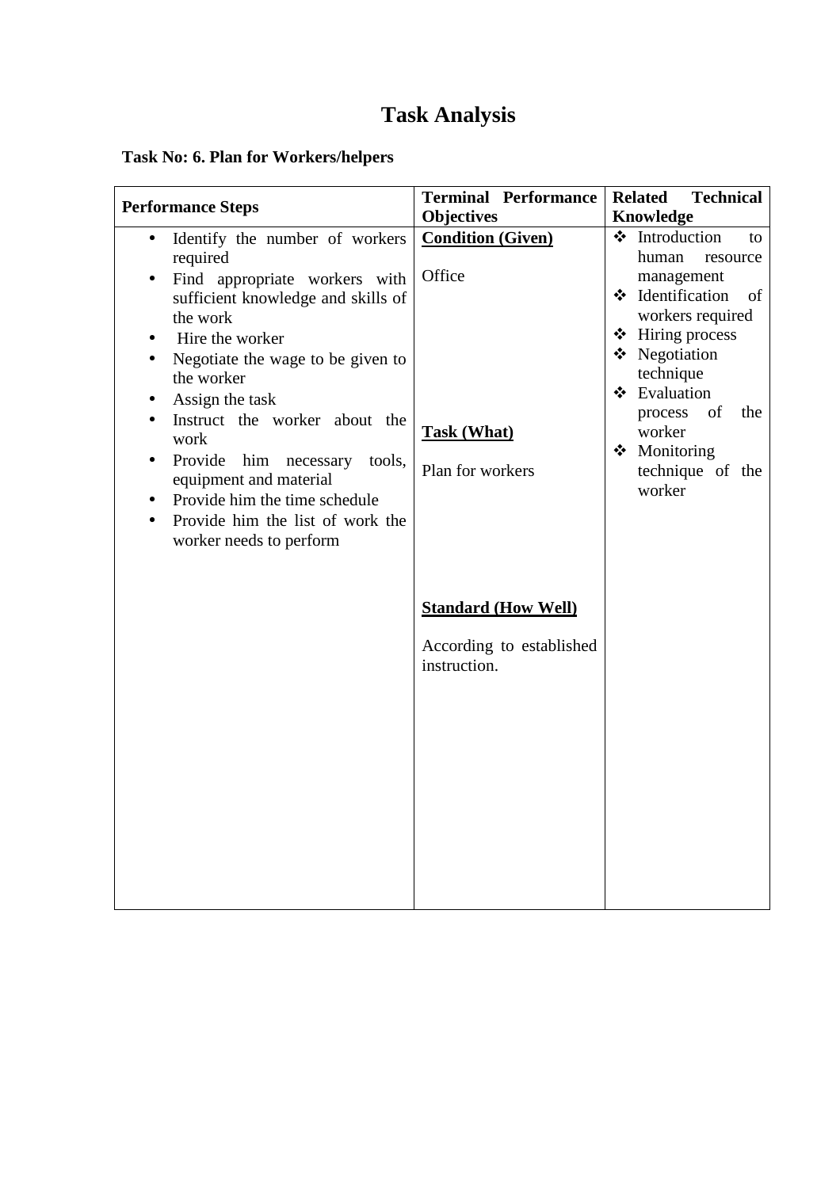# Task Analysis

**Task No: 6. Plan for Workers/helpers**

| Performance Steps | Terminal Performance Objectives | Related Technical Knowledge |
|---|---|---|
| • Identify the number of workers required<br>• Find appropriate workers with sufficient knowledge and skills of the work<br>• Hire the worker<br>• Negotiate the wage to be given to the worker<br>• Assign the task<br>• Instruct the worker about the work<br>• Provide him necessary tools, equipment and material<br>• Provide him the time schedule<br>• Provide him the list of work the worker needs to perform | **<u>Condition (Given)</u>**<br><br>Office<br><br>**<u>Task (What)</u>**<br><br>Plan for workers<br><br>**<u>Standard (How Well)</u>**<br><br>According to established instruction. | ❖ Introduction to human resource management<br>❖ Identification of workers required<br>❖ Hiring process<br>❖ Negotiation technique<br>❖ Evaluation process of the worker<br>❖ Monitoring technique of the worker |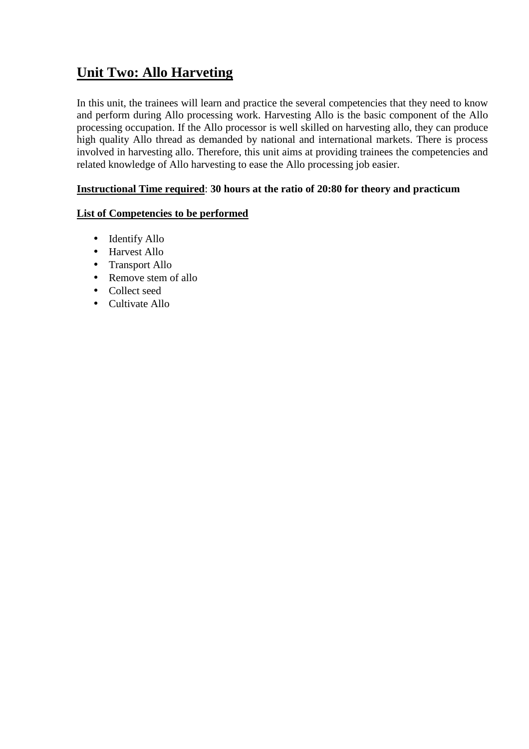# Unit Two: Allo Harveting

In this unit, the trainees will learn and practice the several competencies that they need to know and perform during Allo processing work. Harvesting Allo is the basic component of the Allo processing occupation. If the Allo processor is well skilled on harvesting allo, they can produce high quality Allo thread as demanded by national and international markets. There is process involved in harvesting allo. Therefore, this unit aims at providing trainees the competencies and related knowledge of Allo harvesting to ease the Allo processing job easier.

**Instructional Time required**: **30 hours at the ratio of 20:80 for theory and practicum**

**List of Competencies to be performed**

- Identify Allo
- Harvest Allo
- Transport Allo
- Remove stem of allo
- Collect seed
- Cultivate Allo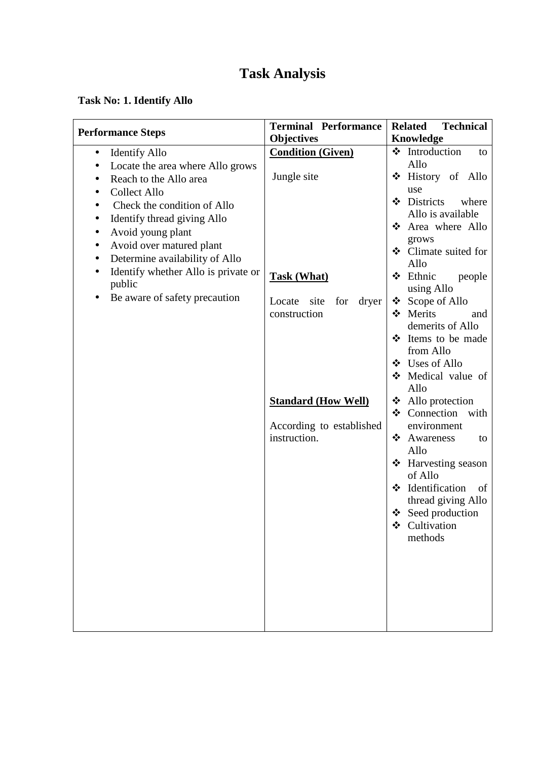# Task Analysis

**Task No: 1. Identify Allo**

| Performance Steps | Terminal Performance Objectives | Related Technical Knowledge |
|---|---|---|
| • Identify Allo<br>• Locate the area where Allo grows<br>• Reach to the Allo area<br>• Collect Allo<br>• Check the condition of Allo<br>• Identify thread giving Allo<br>• Avoid young plant<br>• Avoid over matured plant<br>• Determine availability of Allo<br>• Identify whether Allo is private or public<br>• Be aware of safety precaution | **Condition (Given)**<br><br>Jungle site<br><br>**Task (What)**<br><br>Locate site for dryer construction<br><br>**Standard (How Well)**<br><br>According to established instruction. | ❖ Introduction to Allo<br>❖ History of Allo use<br>❖ Districts where Allo is available<br>❖ Area where Allo grows<br>❖ Climate suited for Allo<br>❖ Ethnic people using Allo<br>❖ Scope of Allo<br>❖ Merits and demerits of Allo<br>❖ Items to be made from Allo<br>❖ Uses of Allo<br>❖ Medical value of Allo<br>❖ Allo protection<br>❖ Connection with environment<br>❖ Awareness to Allo<br>❖ Harvesting season of Allo<br>❖ Identification of thread giving Allo<br>❖ Seed production<br>❖ Cultivation methods |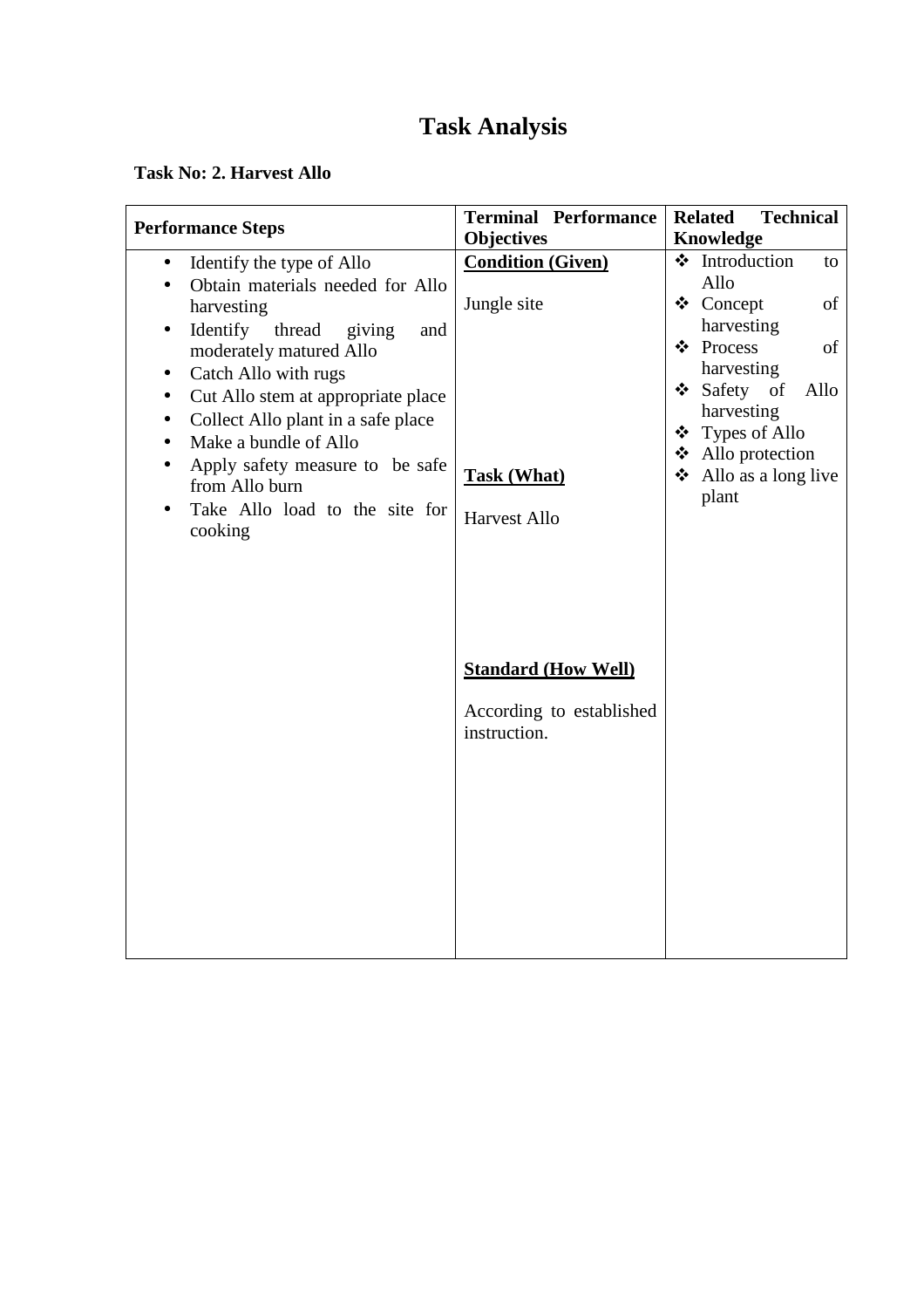# Task Analysis

**Task No: 2. Harvest Allo**

| Performance Steps | Terminal Performance Objectives | Related Technical Knowledge |
|---|---|---|
| • Identify the type of Allo<br>• Obtain materials needed for Allo harvesting<br>• Identify thread giving and moderately matured Allo<br>• Catch Allo with rugs<br>• Cut Allo stem at appropriate place<br>• Collect Allo plant in a safe place<br>• Make a bundle of Allo<br>• Apply safety measure to be safe from Allo burn<br>• Take Allo load to the site for cooking | **<u>Condition (Given)</u>**<br><br>Jungle site<br><br>**<u>Task (What)</u>**<br><br>Harvest Allo<br><br>**<u>Standard (How Well)</u>**<br><br>According to established instruction. | ❖ Introduction to Allo<br>❖ Concept of harvesting<br>❖ Process of harvesting<br>❖ Safety of Allo harvesting<br>❖ Types of Allo<br>❖ Allo protection<br>❖ Allo as a long live plant |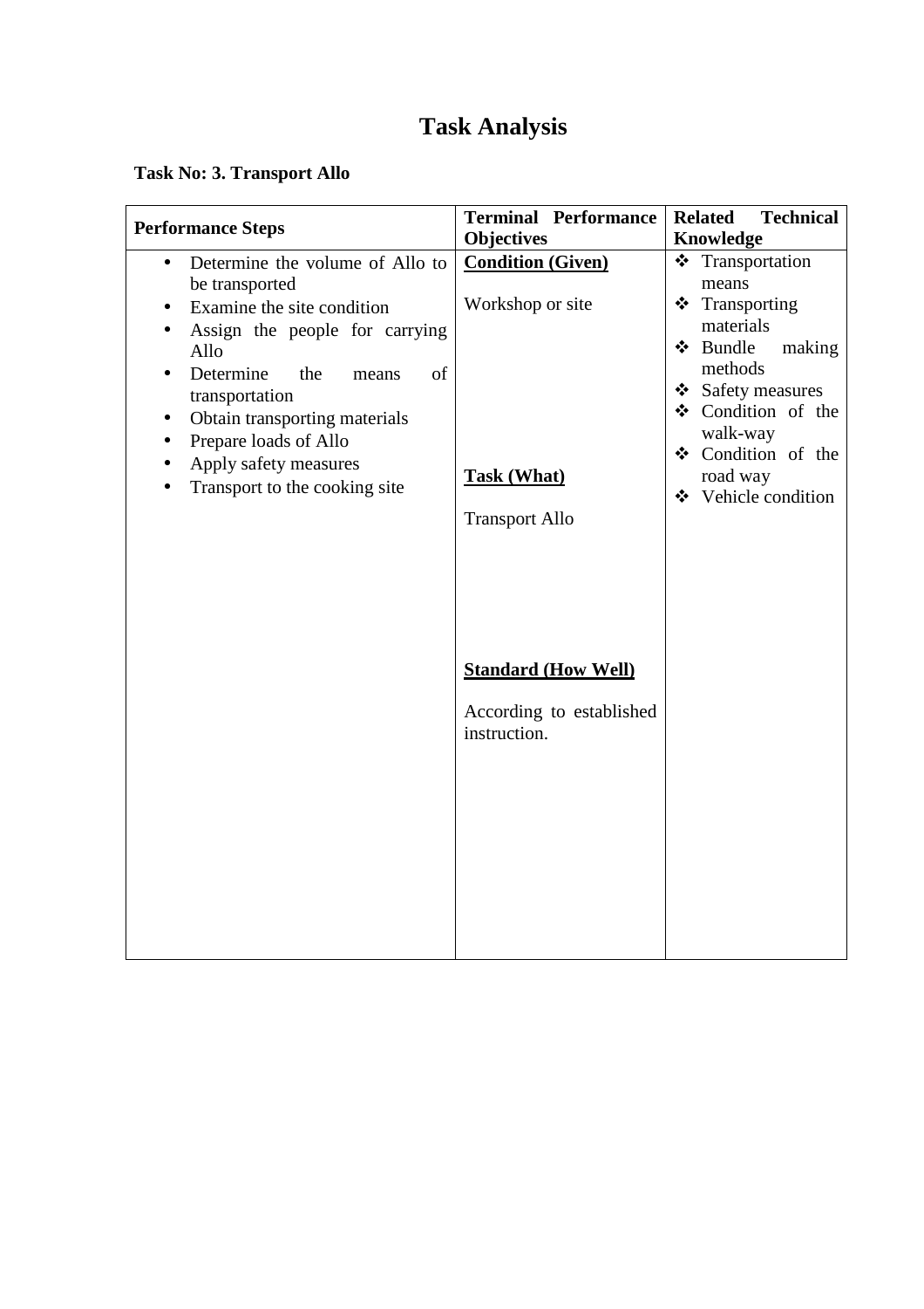# Task Analysis

**Task No: 3. Transport Allo**

| Performance Steps | Terminal Performance Objectives | Related Technical Knowledge |
|---|---|---|
| • Determine the volume of Allo to be transported<br>• Examine the site condition<br>• Assign the people for carrying Allo<br>• Determine the means of transportation<br>• Obtain transporting materials<br>• Prepare loads of Allo<br>• Apply safety measures<br>• Transport to the cooking site | **<u>Condition (Given)</u>**<br><br>Workshop or site<br><br>**<u>Task (What)</u>**<br><br>Transport Allo<br><br>**<u>Standard (How Well)</u>**<br><br>According to established instruction. | ❖ Transportation means<br>❖ Transporting materials<br>❖ Bundle making methods<br>❖ Safety measures<br>❖ Condition of the walk-way<br>❖ Condition of the road way<br>❖ Vehicle condition |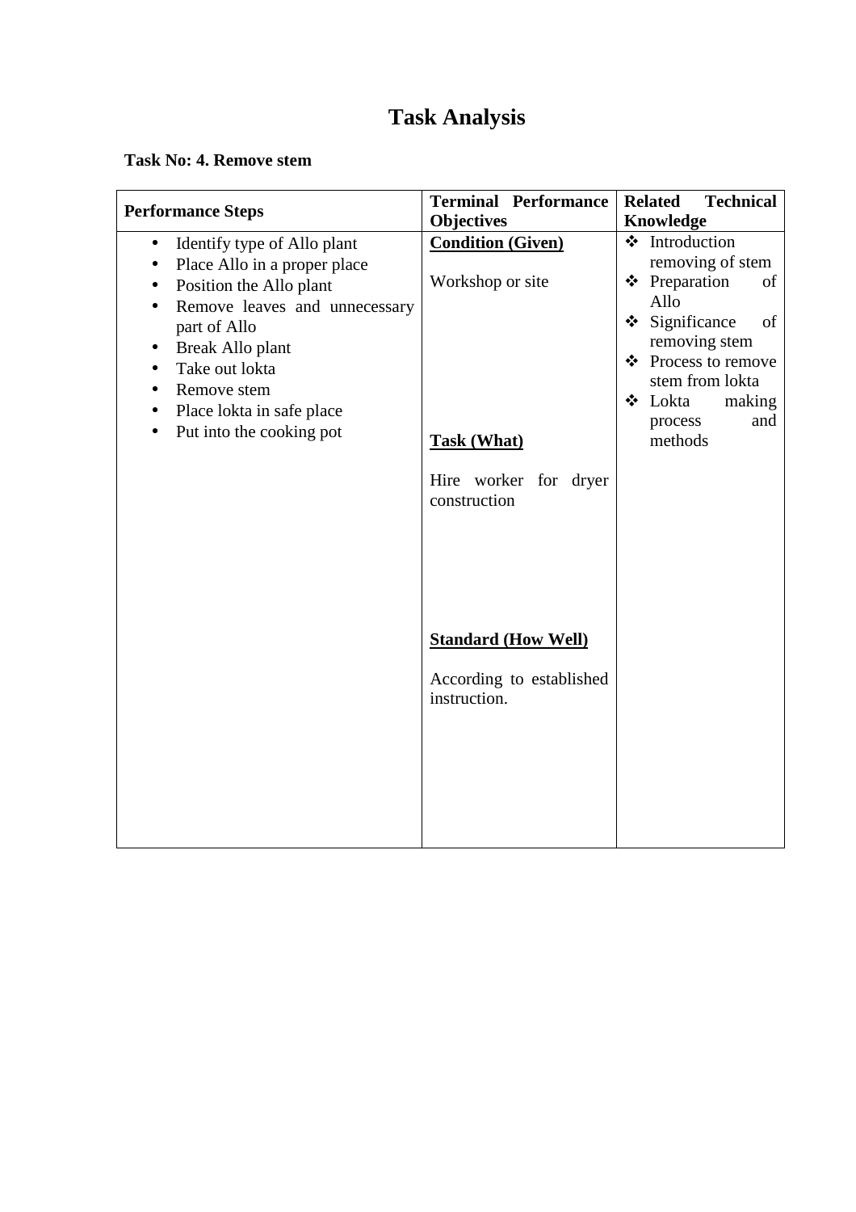# Task Analysis

**Task No: 4. Remove stem**

| Performance Steps | Terminal Performance Objectives | Related Technical Knowledge |
|---|---|---|
| • Identify type of Allo plant<br>• Place Allo in a proper place<br>• Position the Allo plant<br>• Remove leaves and unnecessary part of Allo<br>• Break Allo plant<br>• Take out lokta<br>• Remove stem<br>• Place lokta in safe place<br>• Put into the cooking pot | **<u>Condition (Given)</u>**<br><br>Workshop or site<br><br>**<u>Task (What)</u>**<br><br>Hire worker for dryer construction<br><br>**<u>Standard (How Well)</u>**<br><br>According to established instruction. | ❖ Introduction removing of stem<br>❖ Preparation of Allo<br>❖ Significance of removing stem<br>❖ Process to remove stem from lokta<br>❖ Lokta making process and methods |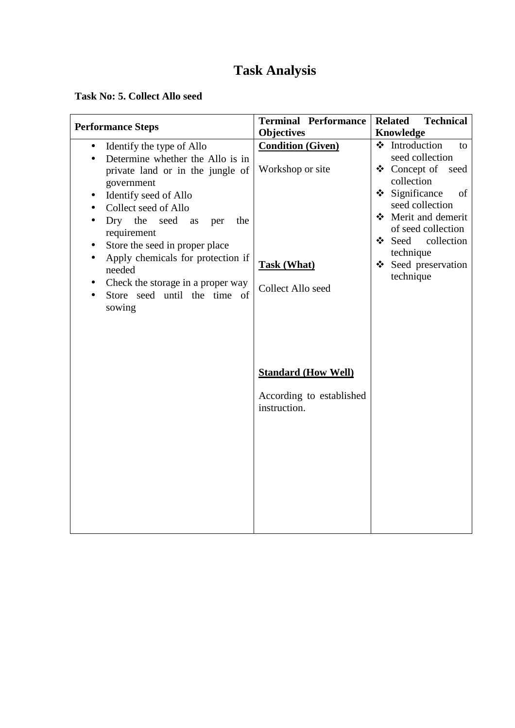# Task Analysis

**Task No: 5. Collect Allo seed**

| Performance Steps | Terminal Performance Objectives | Related Technical Knowledge |
|---|---|---|
| • Identify the type of Allo<br>• Determine whether the Allo is in private land or in the jungle of government<br>• Identify seed of Allo<br>• Collect seed of Allo<br>• Dry the seed as per the requirement<br>• Store the seed in proper place<br>• Apply chemicals for protection if needed<br>• Check the storage in a proper way<br>• Store seed until the time of sowing | **<u>Condition (Given)</u>**<br><br>Workshop or site<br><br>**<u>Task (What)</u>**<br><br>Collect Allo seed<br><br>**<u>Standard (How Well)</u>**<br><br>According to established instruction. | ❖ Introduction to seed collection<br>❖ Concept of seed collection<br>❖ Significance of seed collection<br>❖ Merit and demerit of seed collection<br>❖ Seed collection technique<br>❖ Seed preservation technique |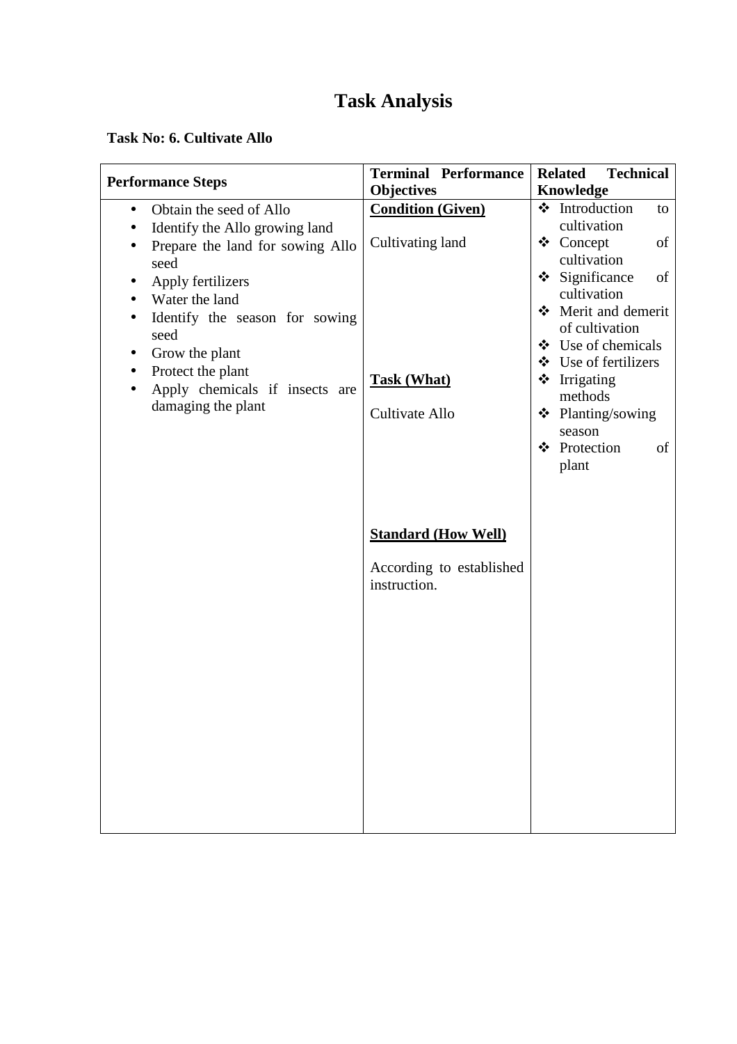# Task Analysis

**Task No: 6. Cultivate Allo**

| Performance Steps | Terminal Performance Objectives | Related Technical Knowledge |
| --- | --- | --- |
| • Obtain the seed of Allo<br>• Identify the Allo growing land<br>• Prepare the land for sowing Allo seed<br>• Apply fertilizers<br>• Water the land<br>• Identify the season for sowing seed<br>• Grow the plant<br>• Protect the plant<br>• Apply chemicals if insects are damaging the plant | **Condition (Given)**<br><br>Cultivating land<br><br>**Task (What)**<br><br>Cultivate Allo<br><br>**Standard (How Well)**<br><br>According to established instruction. | ❖ Introduction to cultivation<br>❖ Concept of cultivation<br>❖ Significance of cultivation<br>❖ Merit and demerit of cultivation<br>❖ Use of chemicals<br>❖ Use of fertilizers<br>❖ Irrigating methods<br>❖ Planting/sowing season<br>❖ Protection of plant |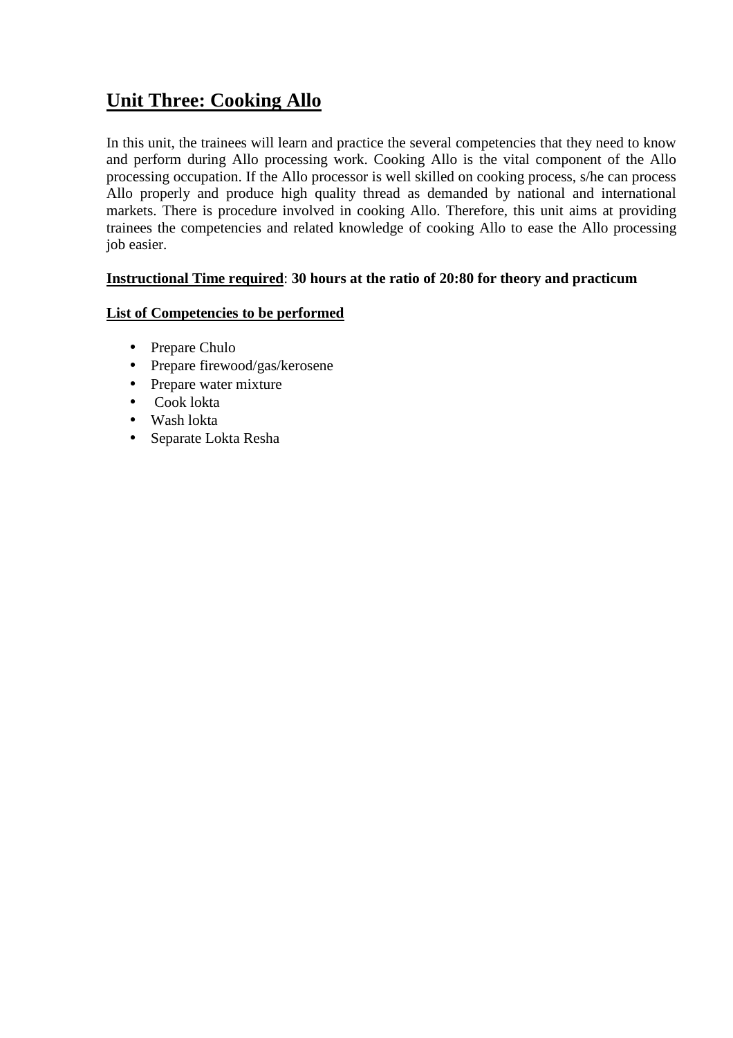## Unit Three: Cooking Allo

In this unit, the trainees will learn and practice the several competencies that they need to know and perform during Allo processing work. Cooking Allo is the vital component of the Allo processing occupation. If the Allo processor is well skilled on cooking process, s/he can process Allo properly and produce high quality thread as demanded by national and international markets. There is procedure involved in cooking Allo. Therefore, this unit aims at providing trainees the competencies and related knowledge of cooking Allo to ease the Allo processing job easier.

**Instructional Time required**: **30 hours at the ratio of 20:80 for theory and practicum**

**List of Competencies to be performed**

- Prepare Chulo
- Prepare firewood/gas/kerosene
- Prepare water mixture
- Cook lokta
- Wash lokta
- Separate Lokta Resha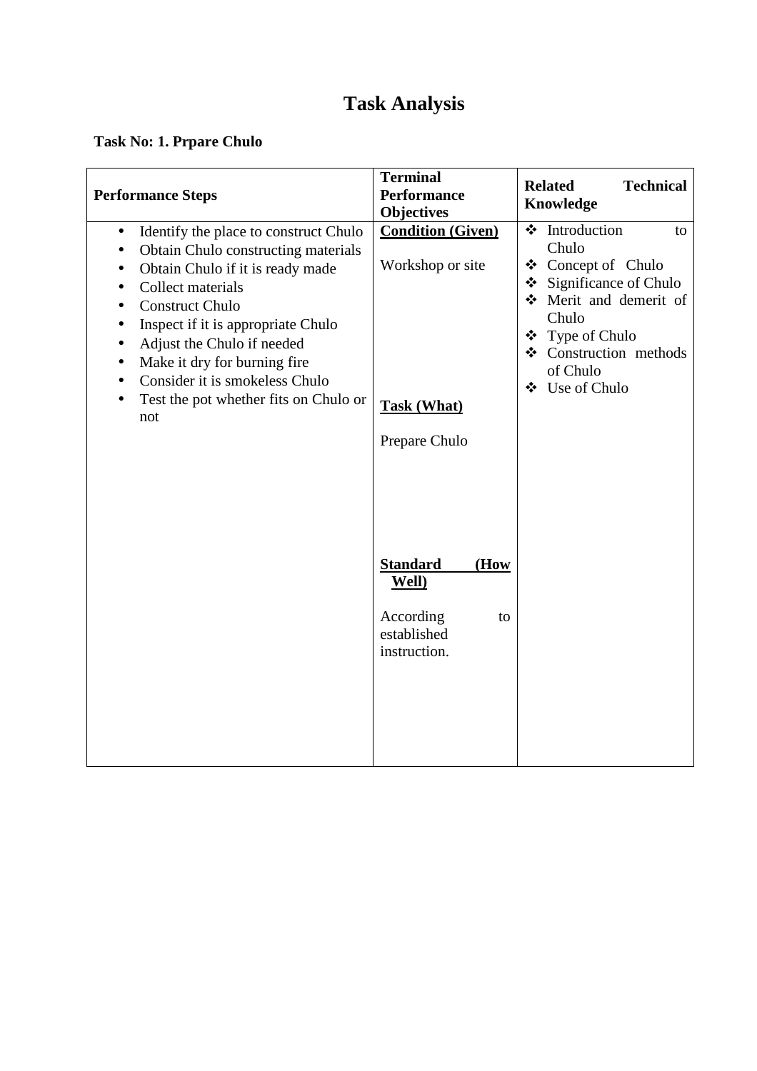# Task Analysis

**Task No: 1. Prpare Chulo**

| **Performance Steps** | **Terminal Performance Objectives** | **Related Technical Knowledge** |
|---|---|---|
| • Identify the place to construct Chulo<br>• Obtain Chulo constructing materials<br>• Obtain Chulo if it is ready made<br>• Collect materials<br>• Construct Chulo<br>• Inspect if it is appropriate Chulo<br>• Adjust the Chulo if needed<br>• Make it dry for burning fire<br>• Consider it is smokeless Chulo<br>• Test the pot whether fits on Chulo or not | **Condition (Given)**<br><br>Workshop or site<br><br>**Task (What)**<br><br>Prepare Chulo<br><br>**Standard (How Well)**<br><br>According to established instruction. | ❖ Introduction to Chulo<br>❖ Concept of Chulo<br>❖ Significance of Chulo<br>❖ Merit and demerit of Chulo<br>❖ Type of Chulo<br>❖ Construction methods of Chulo<br>❖ Use of Chulo |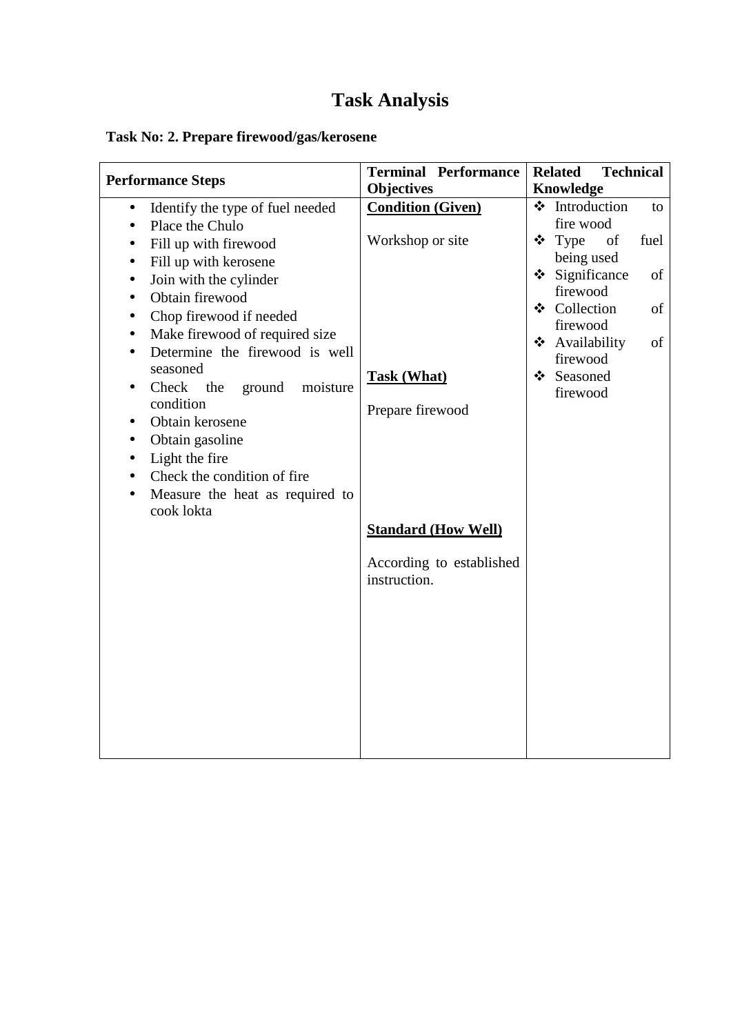# Task Analysis

**Task No: 2. Prepare firewood/gas/kerosene**

| Performance Steps | Terminal Performance Objectives | Related Technical Knowledge |
|---|---|---|
| • Identify the type of fuel needed<br>• Place the Chulo<br>• Fill up with firewood<br>• Fill up with kerosene<br>• Join with the cylinder<br>• Obtain firewood<br>• Chop firewood if needed<br>• Make firewood of required size<br>• Determine the firewood is well seasoned<br>• Check the ground moisture condition<br>• Obtain kerosene<br>• Obtain gasoline<br>• Light the fire<br>• Check the condition of fire<br>• Measure the heat as required to cook lokta | **<u>Condition (Given)</u>**<br><br>Workshop or site<br><br>**<u>Task (What)</u>**<br><br>Prepare firewood<br><br>**<u>Standard (How Well)</u>**<br><br>According to established instruction. | ❖ Introduction to fire wood<br>❖ Type of fuel being used<br>❖ Significance of firewood<br>❖ Collection of firewood<br>❖ Availability of firewood<br>❖ Seasoned firewood |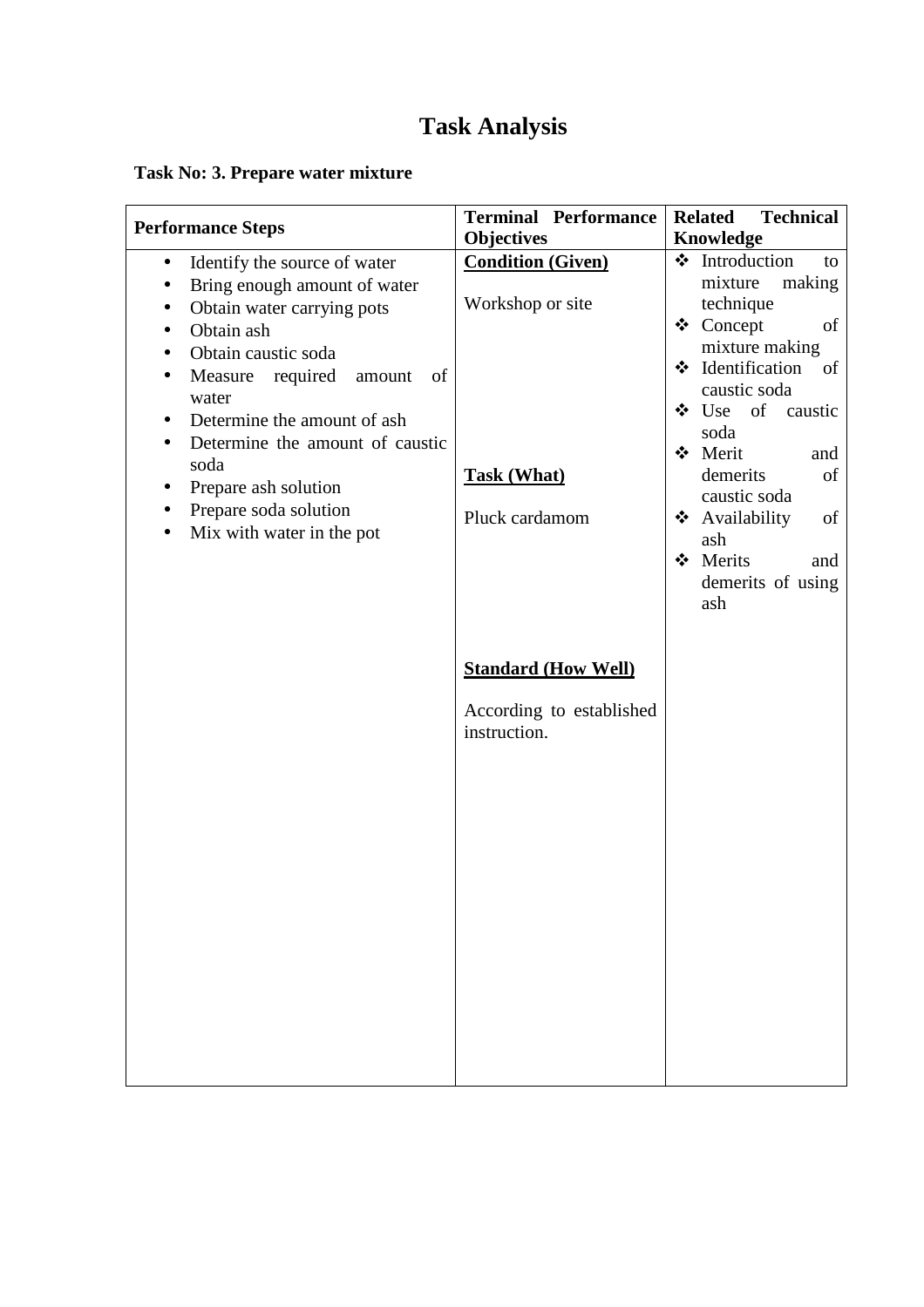# Task Analysis

**Task No: 3. Prepare water mixture**

| Performance Steps | Terminal Performance Objectives | Related Technical Knowledge |
|---|---|---|
| • Identify the source of water<br>• Bring enough amount of water<br>• Obtain water carrying pots<br>• Obtain ash<br>• Obtain caustic soda<br>• Measure required amount of water<br>• Determine the amount of ash<br>• Determine the amount of caustic soda<br>• Prepare ash solution<br>• Prepare soda solution<br>• Mix with water in the pot | **Condition (Given)**<br><br>Workshop or site<br><br>**Task (What)**<br><br>Pluck cardamom<br><br>**Standard (How Well)**<br><br>According to established instruction. | ❖ Introduction to mixture making technique<br>❖ Concept of mixture making<br>❖ Identification of caustic soda<br>❖ Use of caustic soda<br>❖ Merit and demerits of caustic soda<br>❖ Availability of ash<br>❖ Merits and demerits of using ash |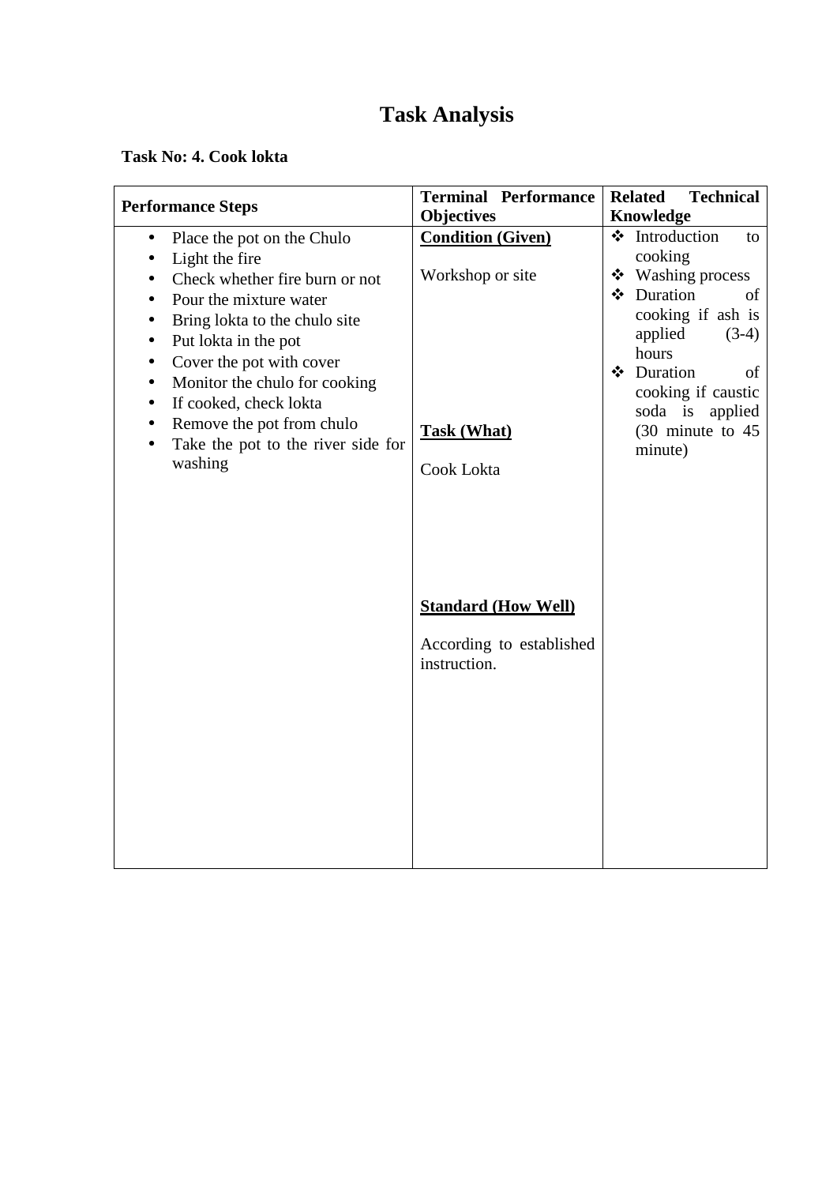# Task Analysis

**Task No: 4. Cook lokta**

| Performance Steps | Terminal Performance Objectives | Related Technical Knowledge |
|---|---|---|
| • Place the pot on the Chulo<br>• Light the fire<br>• Check whether fire burn or not<br>• Pour the mixture water<br>• Bring lokta to the chulo site<br>• Put lokta in the pot<br>• Cover the pot with cover<br>• Monitor the chulo for cooking<br>• If cooked, check lokta<br>• Remove the pot from chulo<br>• Take the pot to the river side for washing | **<u>Condition (Given)</u>**<br><br>Workshop or site<br><br>**<u>Task (What)</u>**<br><br>Cook Lokta<br><br>**<u>Standard (How Well)</u>**<br><br>According to established instruction. | ❖ Introduction to cooking<br>❖ Washing process<br>❖ Duration of cooking if ash is applied (3-4) hours<br>❖ Duration of cooking if caustic soda is applied (30 minute to 45 minute) |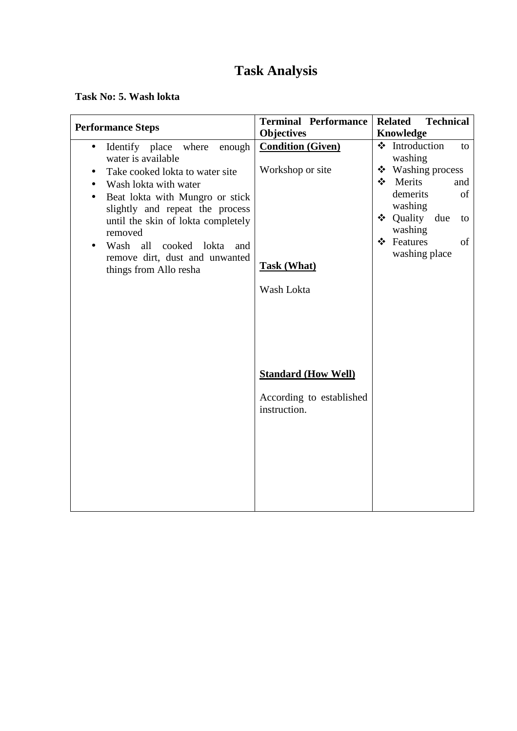# Task Analysis

**Task No: 5. Wash lokta**

| Performance Steps | Terminal Performance Objectives | Related Technical Knowledge |
|---|---|---|
| • Identify place where enough water is available<br>• Take cooked lokta to water site<br>• Wash lokta with water<br>• Beat lokta with Mungro or stick slightly and repeat the process until the skin of lokta completely removed<br>• Wash all cooked lokta and remove dirt, dust and unwanted things from Allo resha | **Condition (Given)**<br><br>Workshop or site<br><br>**Task (What)**<br><br>Wash Lokta<br><br>**Standard (How Well)**<br><br>According to established instruction. | ❖ Introduction to washing<br>❖ Washing process<br>❖ Merits and demerits of washing<br>❖ Quality due to washing<br>❖ Features of washing place |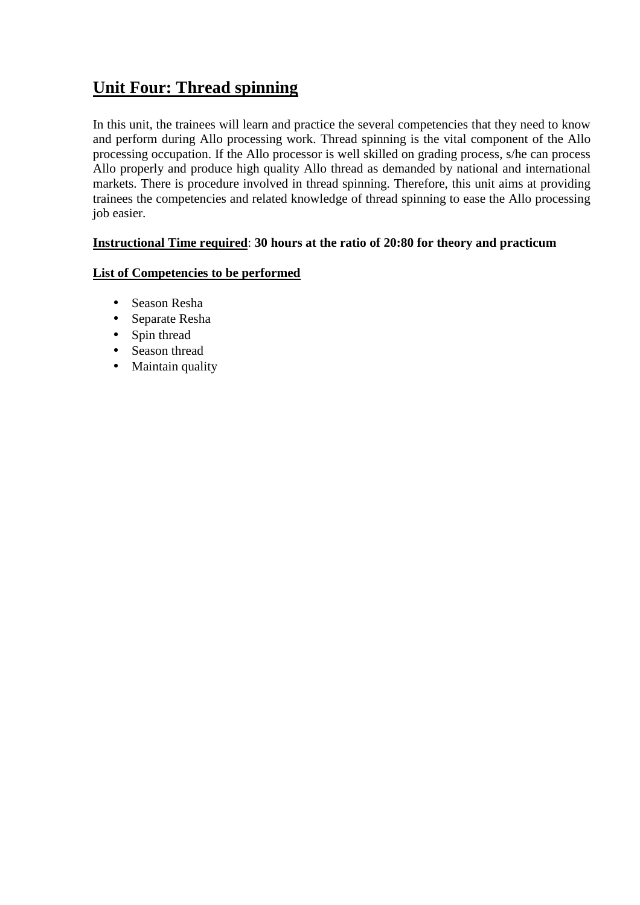# Unit Four: Thread spinning

In this unit, the trainees will learn and practice the several competencies that they need to know and perform during Allo processing work. Thread spinning is the vital component of the Allo processing occupation. If the Allo processor is well skilled on grading process, s/he can process Allo properly and produce high quality Allo thread as demanded by national and international markets. There is procedure involved in thread spinning. Therefore, this unit aims at providing trainees the competencies and related knowledge of thread spinning to ease the Allo processing job easier.

**Instructional Time required**: **30 hours at the ratio of 20:80 for theory and practicum**

**List of Competencies to be performed**

- Season Resha
- Separate Resha
- Spin thread
- Season thread
- Maintain quality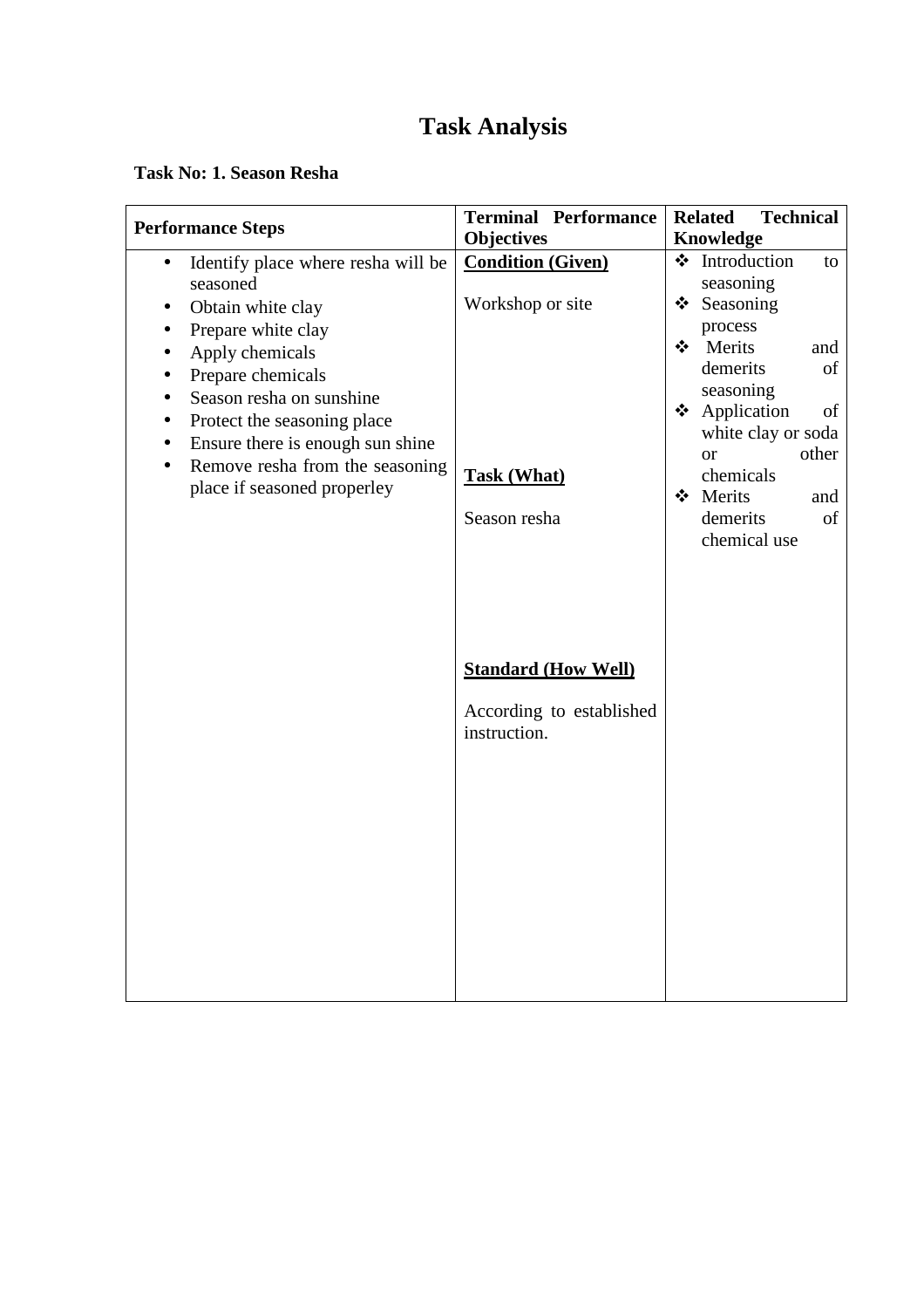# Task Analysis

**Task No: 1. Season Resha**

| **Performance Steps** | **Terminal Performance Objectives** | **Related Technical Knowledge** |
|---|---|---|
| • Identify place where resha will be seasoned<br>• Obtain white clay<br>• Prepare white clay<br>• Apply chemicals<br>• Prepare chemicals<br>• Season resha on sunshine<br>• Protect the seasoning place<br>• Ensure there is enough sun shine<br>• Remove resha from the seasoning place if seasoned properley | **<u>Condition (Given)</u>**<br><br>Workshop or site<br><br>**<u>Task (What)</u>**<br><br>Season resha<br><br>**<u>Standard (How Well)</u>**<br><br>According to established instruction. | ❖ Introduction to seasoning<br>❖ Seasoning process<br>❖ Merits and demerits of seasoning<br>❖ Application of white clay or soda or other chemicals<br>❖ Merits and demerits of chemical use |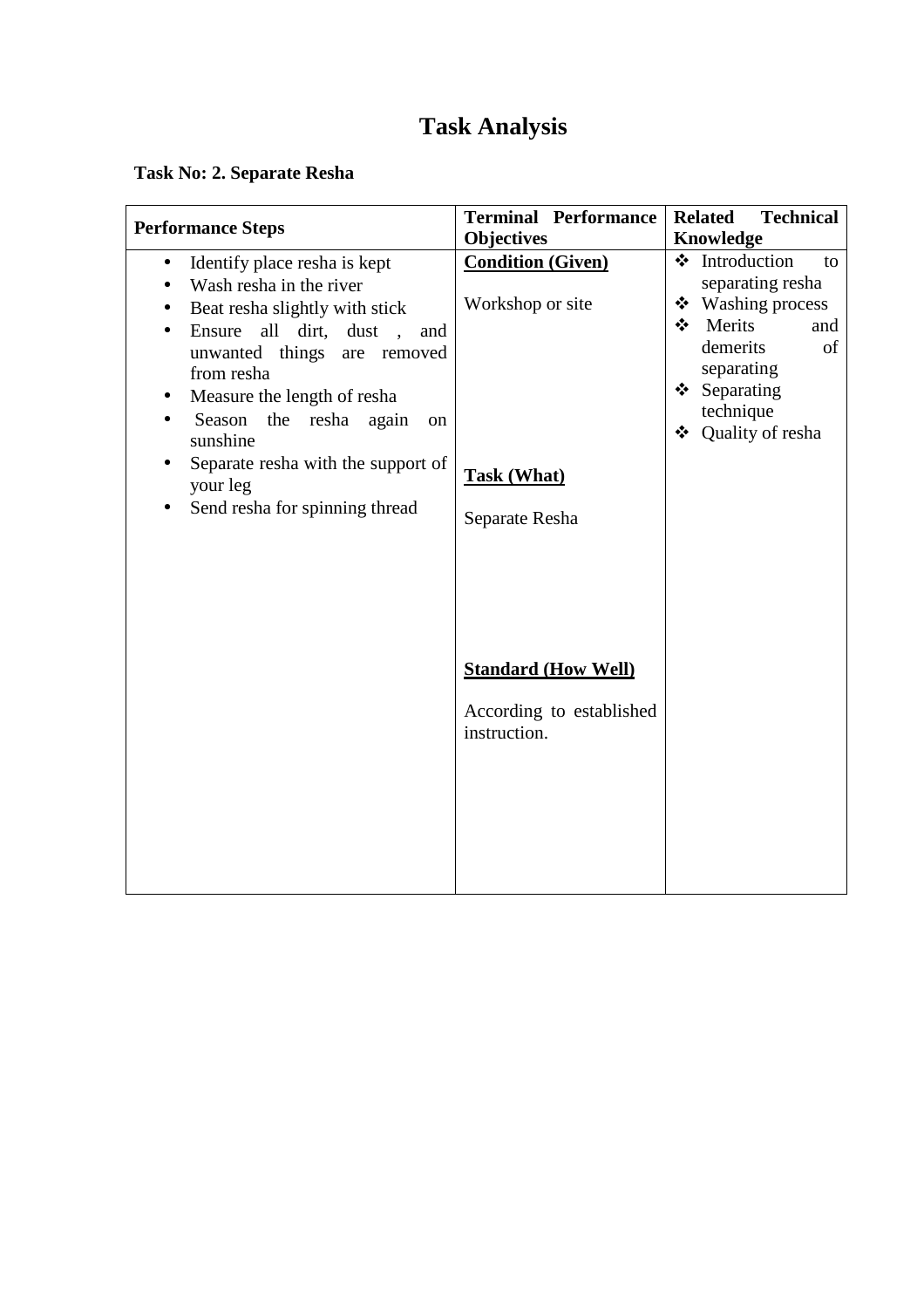# Task Analysis

**Task No: 2. Separate Resha**

| Performance Steps | Terminal Performance Objectives | Related Technical Knowledge |
|---|---|---|
| • Identify place resha is kept<br>• Wash resha in the river<br>• Beat resha slightly with stick<br>• Ensure all dirt, dust , and unwanted things are removed from resha<br>• Measure the length of resha<br>• Season the resha again on sunshine<br>• Separate resha with the support of your leg<br>• Send resha for spinning thread | **<u>Condition (Given)</u>**<br><br>Workshop or site<br><br>**<u>Task (What)</u>**<br><br>Separate Resha<br><br>**<u>Standard (How Well)</u>**<br><br>According to established instruction. | ❖ Introduction to separating resha<br>❖ Washing process<br>❖ Merits and demerits of separating<br>❖ Separating technique<br>❖ Quality of resha |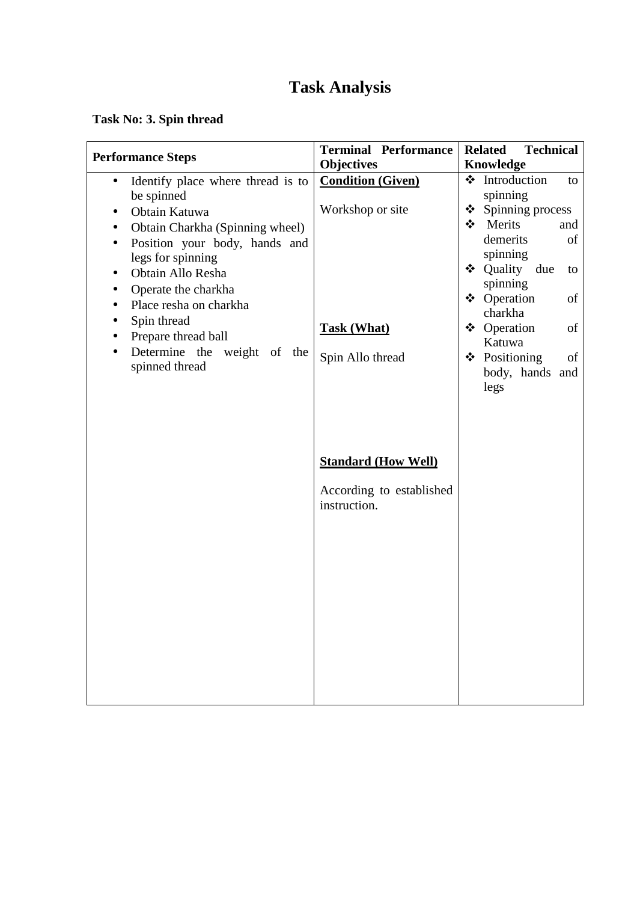# Task Analysis

**Task No: 3. Spin thread**

| Performance Steps | Terminal Performance Objectives | Related Technical Knowledge |
|---|---|---|
| • Identify place where thread is to be spinned<br>• Obtain Katuwa<br>• Obtain Charkha (Spinning wheel)<br>• Position your body, hands and legs for spinning<br>• Obtain Allo Resha<br>• Operate the charkha<br>• Place resha on charkha<br>• Spin thread<br>• Prepare thread ball<br>• Determine the weight of the spinned thread | **<u>Condition (Given)</u>**<br><br>Workshop or site<br><br>**<u>Task (What)</u>**<br><br>Spin Allo thread<br><br>**<u>Standard (How Well)</u>**<br><br>According to established instruction. | ❖ Introduction to spinning<br>❖ Spinning process<br>❖ Merits and demerits of spinning<br>❖ Quality due to spinning<br>❖ Operation of charkha<br>❖ Operation of Katuwa<br>❖ Positioning of body, hands and legs |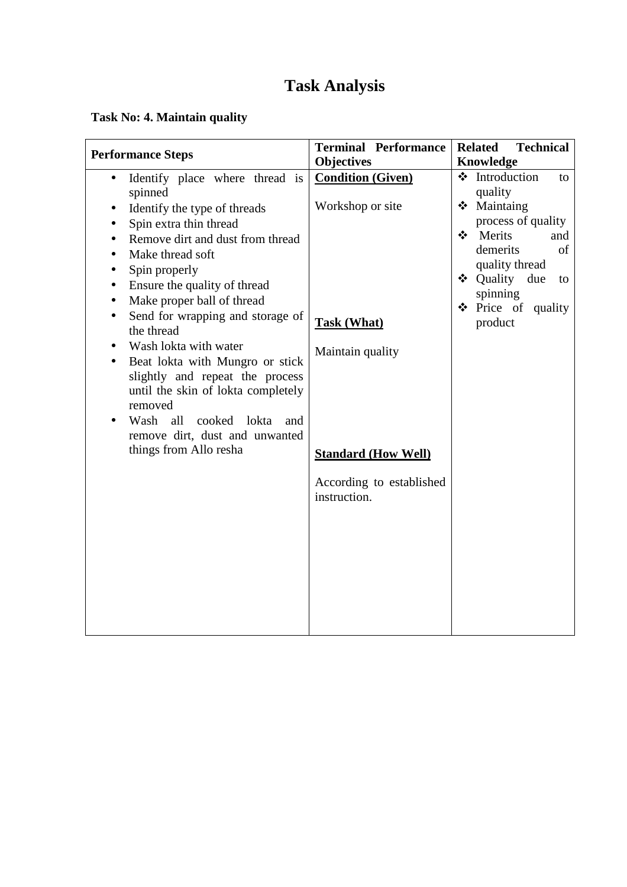# Task Analysis

**Task No: 4. Maintain quality**

| **Performance Steps** | **Terminal Performance Objectives** | **Related Technical Knowledge** |
|---|---|---|
| • Identify place where thread is spinned<br>• Identify the type of threads<br>• Spin extra thin thread<br>• Remove dirt and dust from thread<br>• Make thread soft<br>• Spin properly<br>• Ensure the quality of thread<br>• Make proper ball of thread<br>• Send for wrapping and storage of the thread<br>• Wash lokta with water<br>• Beat lokta with Mungro or stick slightly and repeat the process until the skin of lokta completely removed<br>• Wash all cooked lokta and remove dirt, dust and unwanted things from Allo resha | **<u>Condition (Given)</u>**<br><br>Workshop or site<br><br>**<u>Task (What)</u>**<br><br>Maintain quality<br><br>**<u>Standard (How Well)</u>**<br><br>According to established instruction. | ❖ Introduction to quality<br>❖ Maintaing process of quality<br>❖ Merits and demerits of quality thread<br>❖ Quality due to spinning<br>❖ Price of quality product |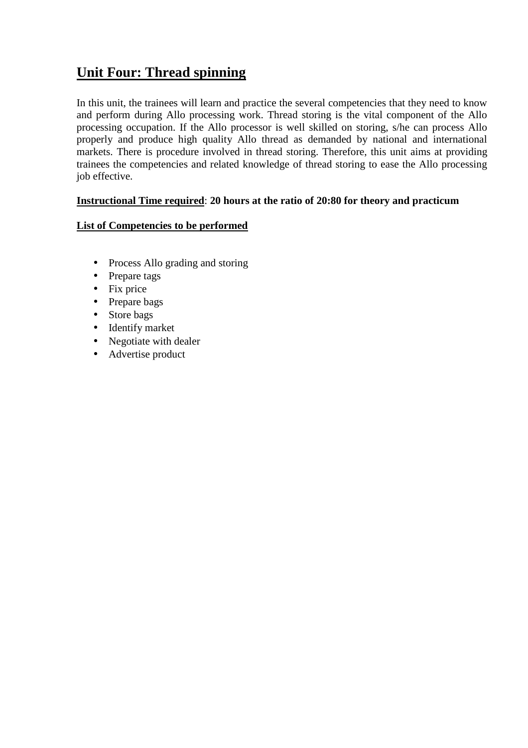## Unit Four: Thread spinning

In this unit, the trainees will learn and practice the several competencies that they need to know and perform during Allo processing work. Thread storing is the vital component of the Allo processing occupation. If the Allo processor is well skilled on storing, s/he can process Allo properly and produce high quality Allo thread as demanded by national and international markets. There is procedure involved in thread storing. Therefore, this unit aims at providing trainees the competencies and related knowledge of thread storing to ease the Allo processing job effective.

**Instructional Time required**: **20 hours at the ratio of 20:80 for theory and practicum**

**List of Competencies to be performed**

- Process Allo grading and storing
- Prepare tags
- Fix price
- Prepare bags
- Store bags
- Identify market
- Negotiate with dealer
- Advertise product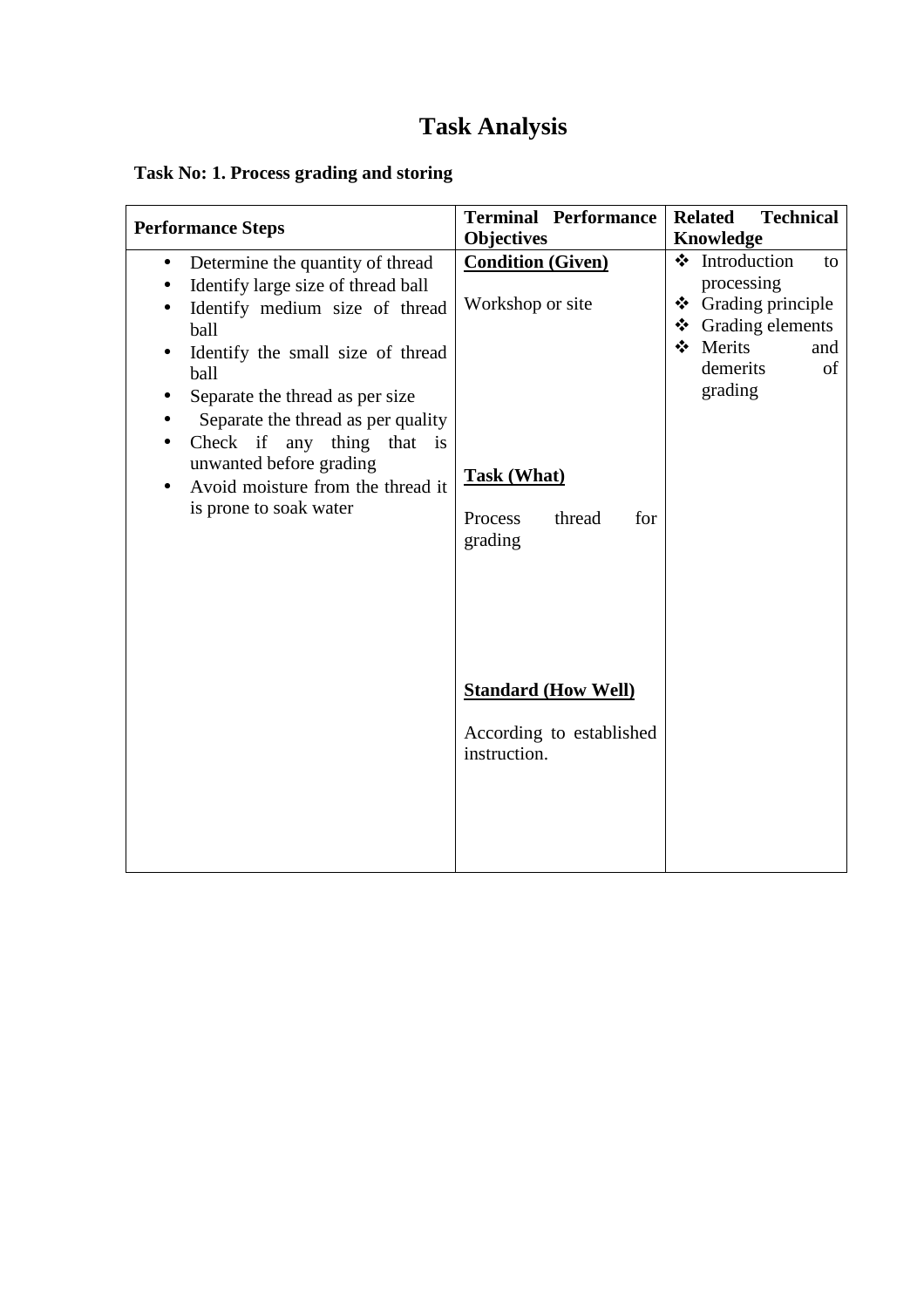# Task Analysis

**Task No: 1. Process grading and storing**

| **Performance Steps** | **Terminal Performance Objectives** | **Related Technical Knowledge** |
|---|---|---|
| • Determine the quantity of thread<br>• Identify large size of thread ball<br>• Identify medium size of thread ball<br>• Identify the small size of thread ball<br>• Separate the thread as per size<br>• Separate the thread as per quality<br>• Check if any thing that is unwanted before grading<br>• Avoid moisture from the thread it is prone to soak water | <u>**Condition (Given)**</u><br><br>Workshop or site<br><br><u>**Task (What)**</u><br><br>Process thread for grading<br><br><u>**Standard (How Well)**</u><br><br>According to established instruction. | ❖ Introduction to processing<br>❖ Grading principle<br>❖ Grading elements<br>❖ Merits and demerits of grading |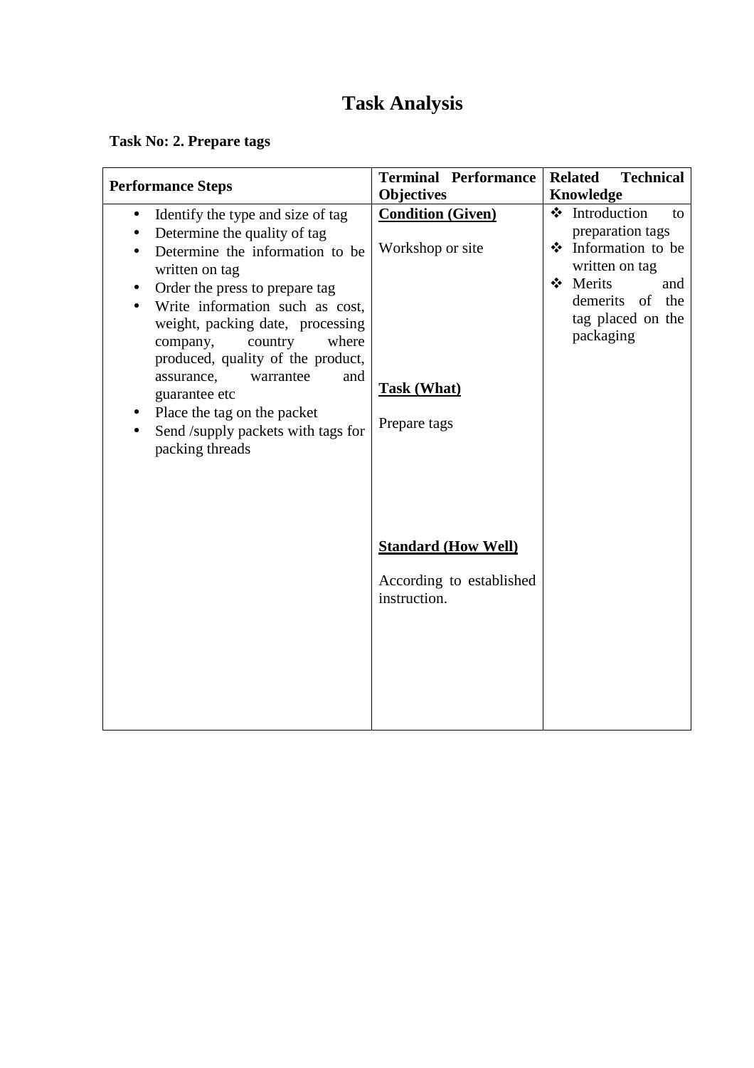# Task Analysis

**Task No: 2. Prepare tags**

| Performance Steps | Terminal Performance Objectives | Related Technical Knowledge |
|---|---|---|
| • Identify the type and size of tag<br>• Determine the quality of tag<br>• Determine the information to be written on tag<br>• Order the press to prepare tag<br>• Write information such as cost, weight, packing date, processing company, country where produced, quality of the product, assurance, warrantee and guarantee etc<br>• Place the tag on the packet<br>• Send /supply packets with tags for packing threads | **Condition (Given)**<br><br>Workshop or site<br><br>**Task (What)**<br><br>Prepare tags<br><br>**Standard (How Well)**<br><br>According to established instruction. | ❖ Introduction to preparation tags<br>❖ Information to be written on tag<br>❖ Merits and demerits of the tag placed on the packaging |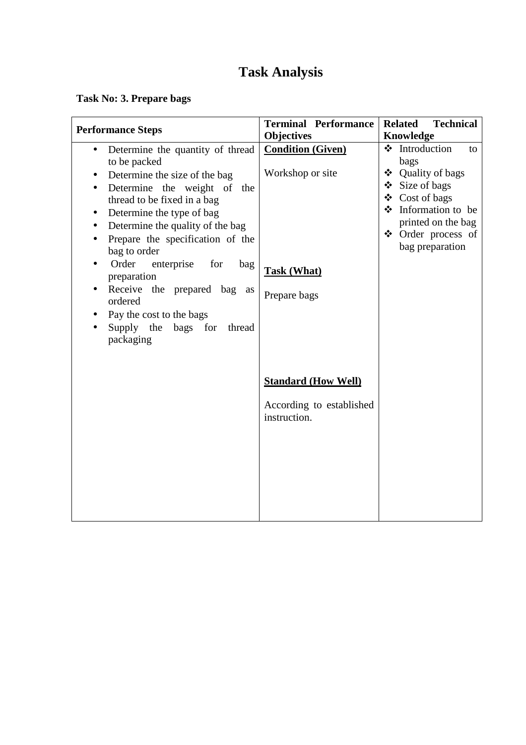# Task Analysis

**Task No: 3. Prepare bags**

| Performance Steps | Terminal Performance Objectives | Related Technical Knowledge |
|---|---|---|
| • Determine the quantity of thread to be packed<br>• Determine the size of the bag<br>• Determine the weight of the thread to be fixed in a bag<br>• Determine the type of bag<br>• Determine the quality of the bag<br>• Prepare the specification of the bag to order<br>• Order enterprise for bag preparation<br>• Receive the prepared bag as ordered<br>• Pay the cost to the bags<br>• Supply the bags for thread packaging | **Condition (Given)**<br><br>Workshop or site<br><br>**Task (What)**<br><br>Prepare bags<br><br>**Standard (How Well)**<br><br>According to established instruction. | ❖ Introduction to bags<br>❖ Quality of bags<br>❖ Size of bags<br>❖ Cost of bags<br>❖ Information to be printed on the bag<br>❖ Order process of bag preparation |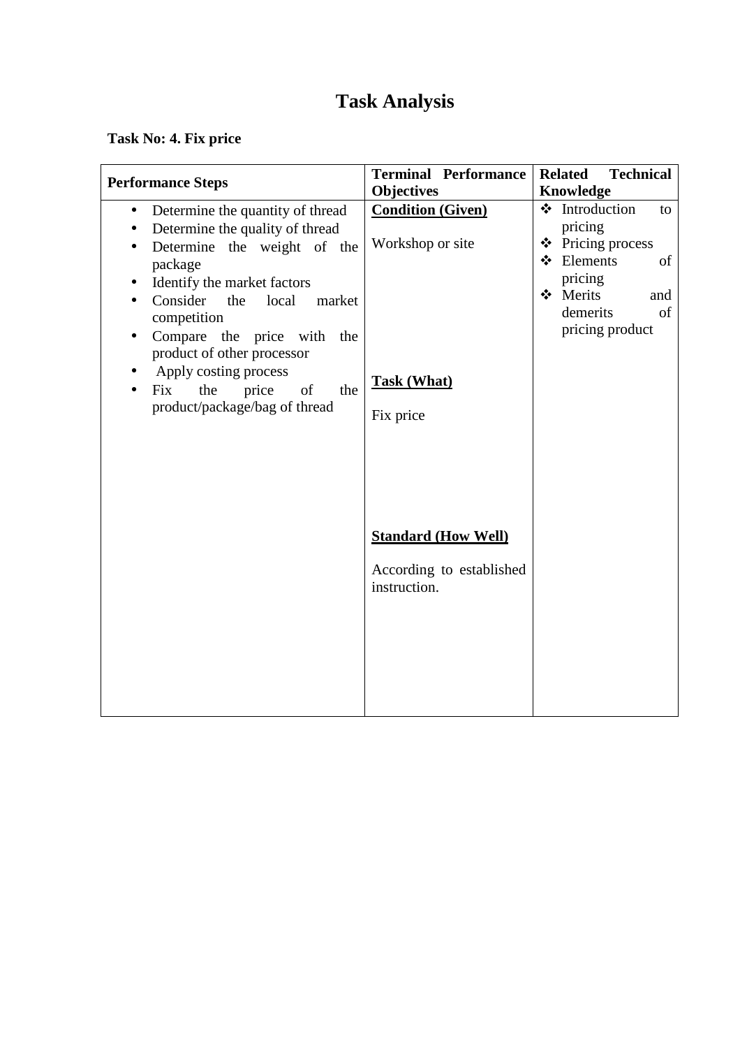# Task Analysis

**Task No: 4. Fix price**

| **Performance Steps** | **Terminal Performance Objectives** | **Related Technical Knowledge** |
|---|---|---|
| • Determine the quantity of thread<br>• Determine the quality of thread<br>• Determine the weight of the package<br>• Identify the market factors<br>• Consider the local market competition<br>• Compare the price with the product of other processor<br>• Apply costing process<br>• Fix the price of the product/package/bag of thread | **<u>Condition (Given)</u>**<br><br>Workshop or site<br><br>**<u>Task (What)</u>**<br><br>Fix price<br><br>**<u>Standard (How Well)</u>**<br><br>According to established instruction. | ❖ Introduction to pricing<br>❖ Pricing process<br>❖ Elements of pricing<br>❖ Merits and demerits of pricing product |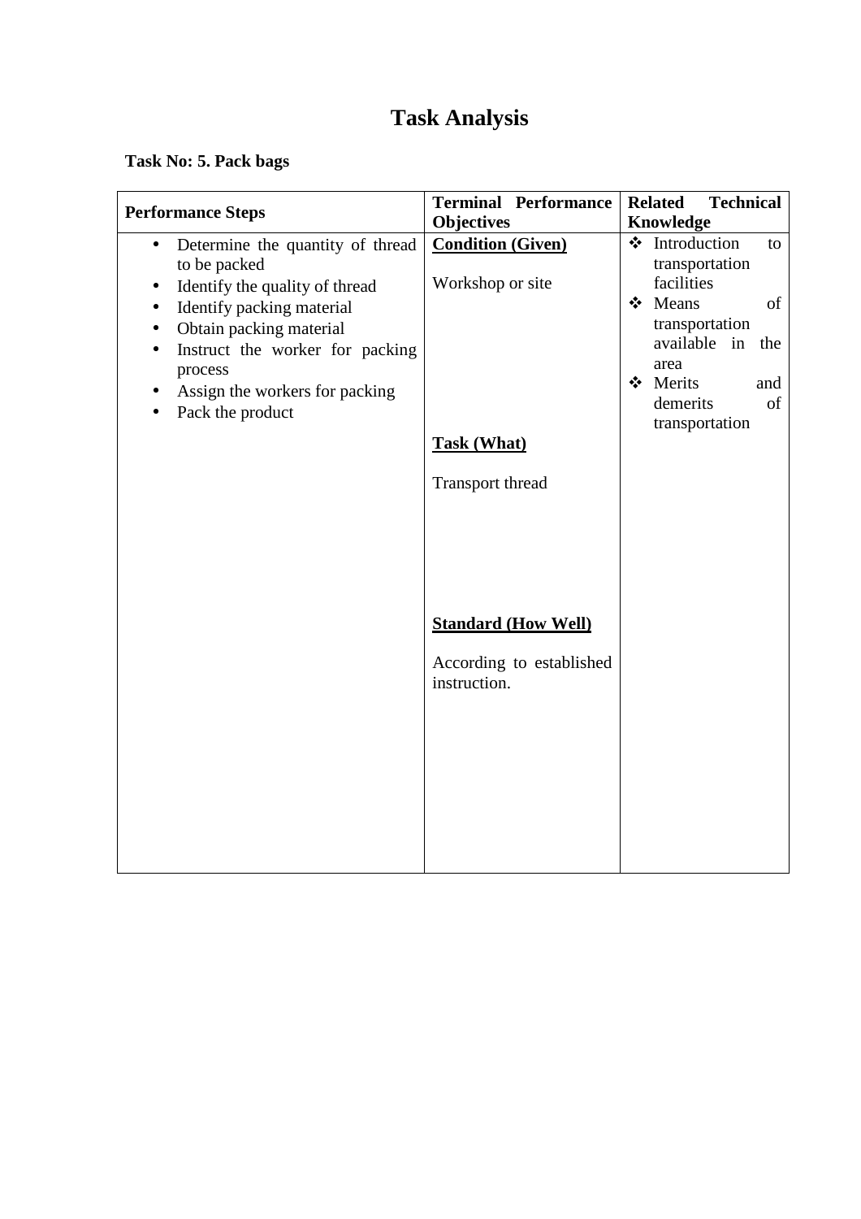# Task Analysis

**Task No: 5. Pack bags**

| Performance Steps | Terminal Performance Objectives | Related Technical Knowledge |
|---|---|---|
| • Determine the quantity of thread to be packed<br>• Identify the quality of thread<br>• Identify packing material<br>• Obtain packing material<br>• Instruct the worker for packing process<br>• Assign the workers for packing<br>• Pack the product | **<u>Condition (Given)</u>**<br><br>Workshop or site<br><br>**<u>Task (What)</u>**<br><br>Transport thread<br><br>**<u>Standard (How Well)</u>**<br><br>According to established instruction. | ❖ Introduction to transportation facilities<br>❖ Means of transportation available in the area<br>❖ Merits and demerits of transportation |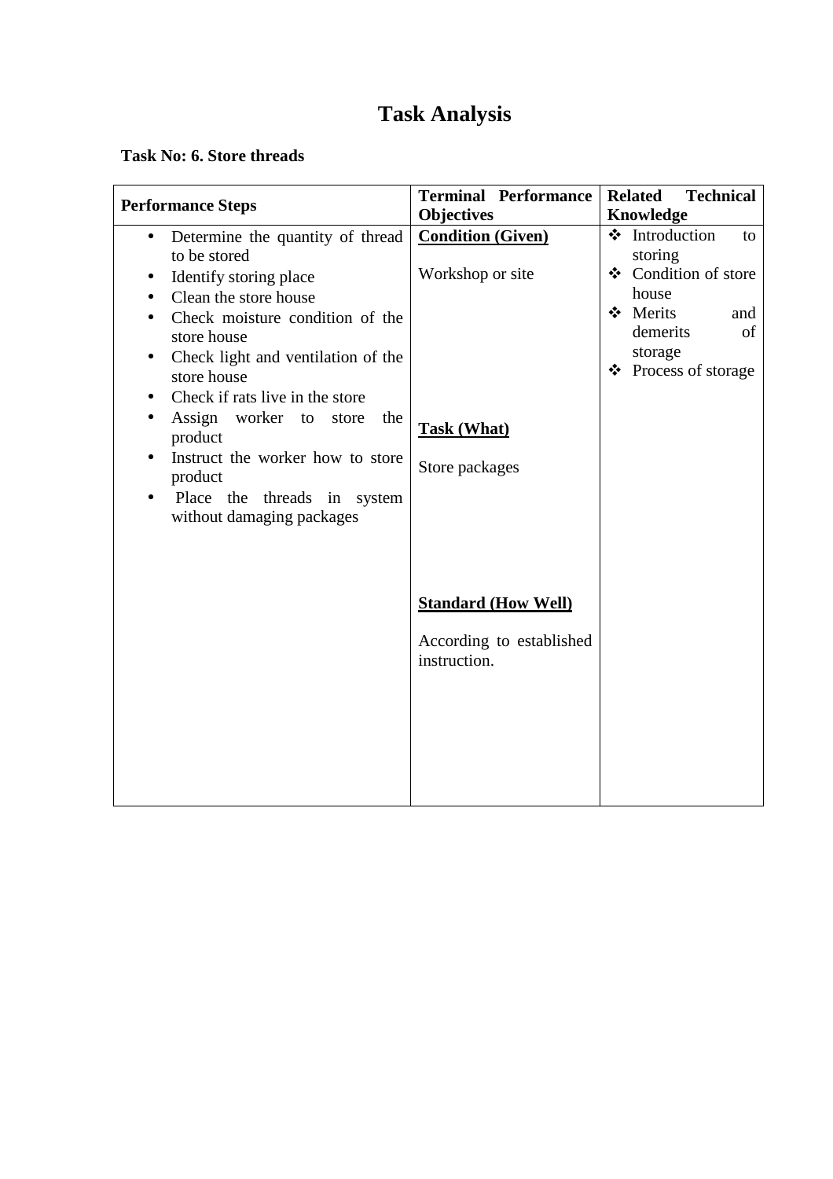# Task Analysis

**Task No: 6. Store threads**

| Performance Steps | Terminal Performance Objectives | Related Technical Knowledge |
|---|---|---|
| • Determine the quantity of thread to be stored<br>• Identify storing place<br>• Clean the store house<br>• Check moisture condition of the store house<br>• Check light and ventilation of the store house<br>• Check if rats live in the store<br>• Assign worker to store the product<br>• Instruct the worker how to store product<br>• Place the threads in system without damaging packages | <u>**Condition (Given)**</u><br><br>Workshop or site<br><br><u>**Task (What)**</u><br><br>Store packages<br><br><u>**Standard (How Well)**</u><br><br>According to established instruction. | ❖ Introduction to storing<br>❖ Condition of store house<br>❖ Merits and demerits of storage<br>❖ Process of storage |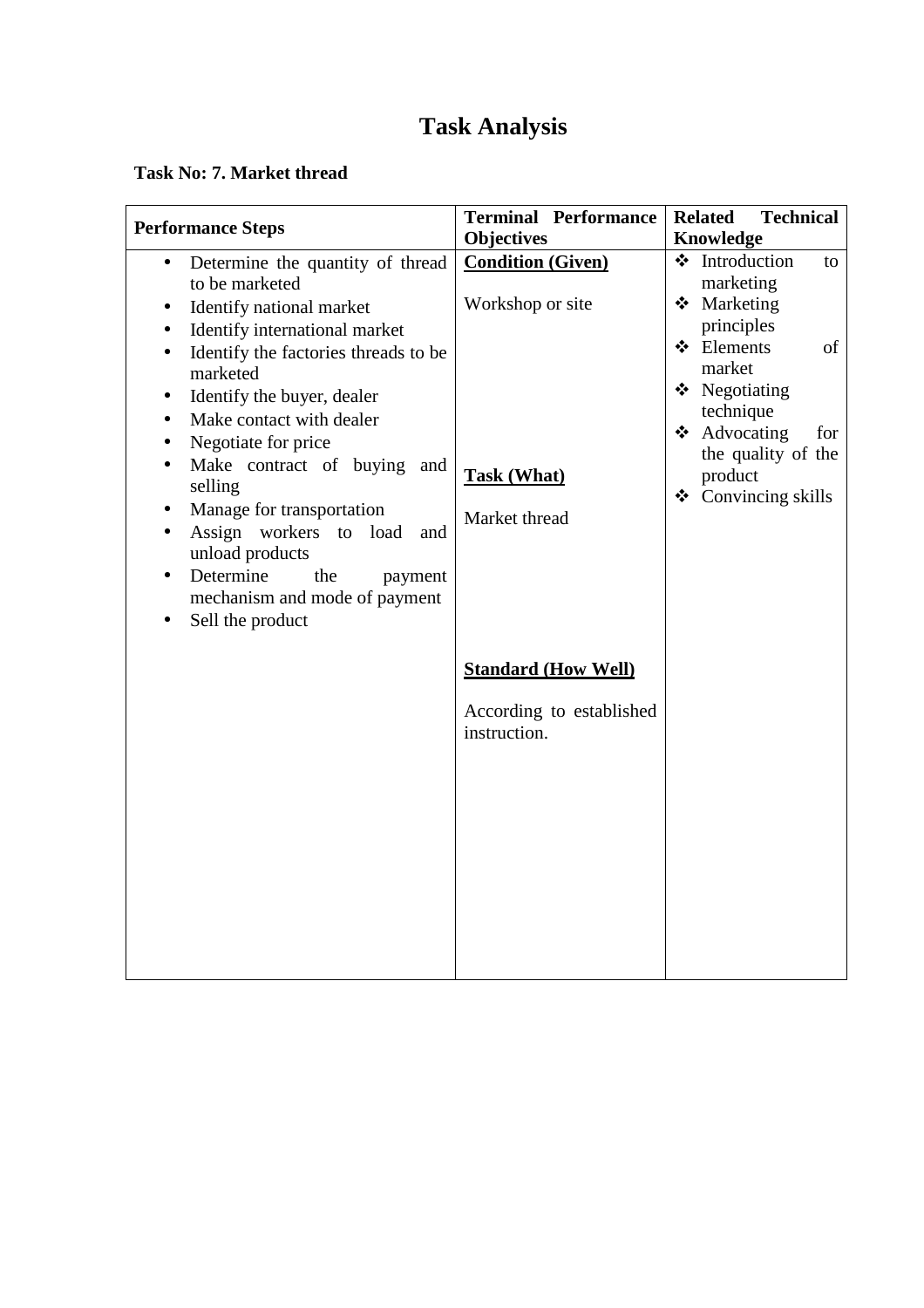# Task Analysis

**Task No: 7. Market thread**

| Performance Steps | Terminal Performance Objectives | Related Technical Knowledge |
|---|---|---|
| • Determine the quantity of thread to be marketed<br>• Identify national market<br>• Identify international market<br>• Identify the factories threads to be marketed<br>• Identify the buyer, dealer<br>• Make contact with dealer<br>• Negotiate for price<br>• Make contract of buying and selling<br>• Manage for transportation<br>• Assign workers to load and unload products<br>• Determine the payment mechanism and mode of payment<br>• Sell the product | **<u>Condition (Given)</u>**<br><br>Workshop or site<br><br>**<u>Task (What)</u>**<br><br>Market thread<br><br>**<u>Standard (How Well)</u>**<br><br>According to established instruction. | ❖ Introduction to marketing<br>❖ Marketing principles<br>❖ Elements of market<br>❖ Negotiating technique<br>❖ Advocating for the quality of the product<br>❖ Convincing skills |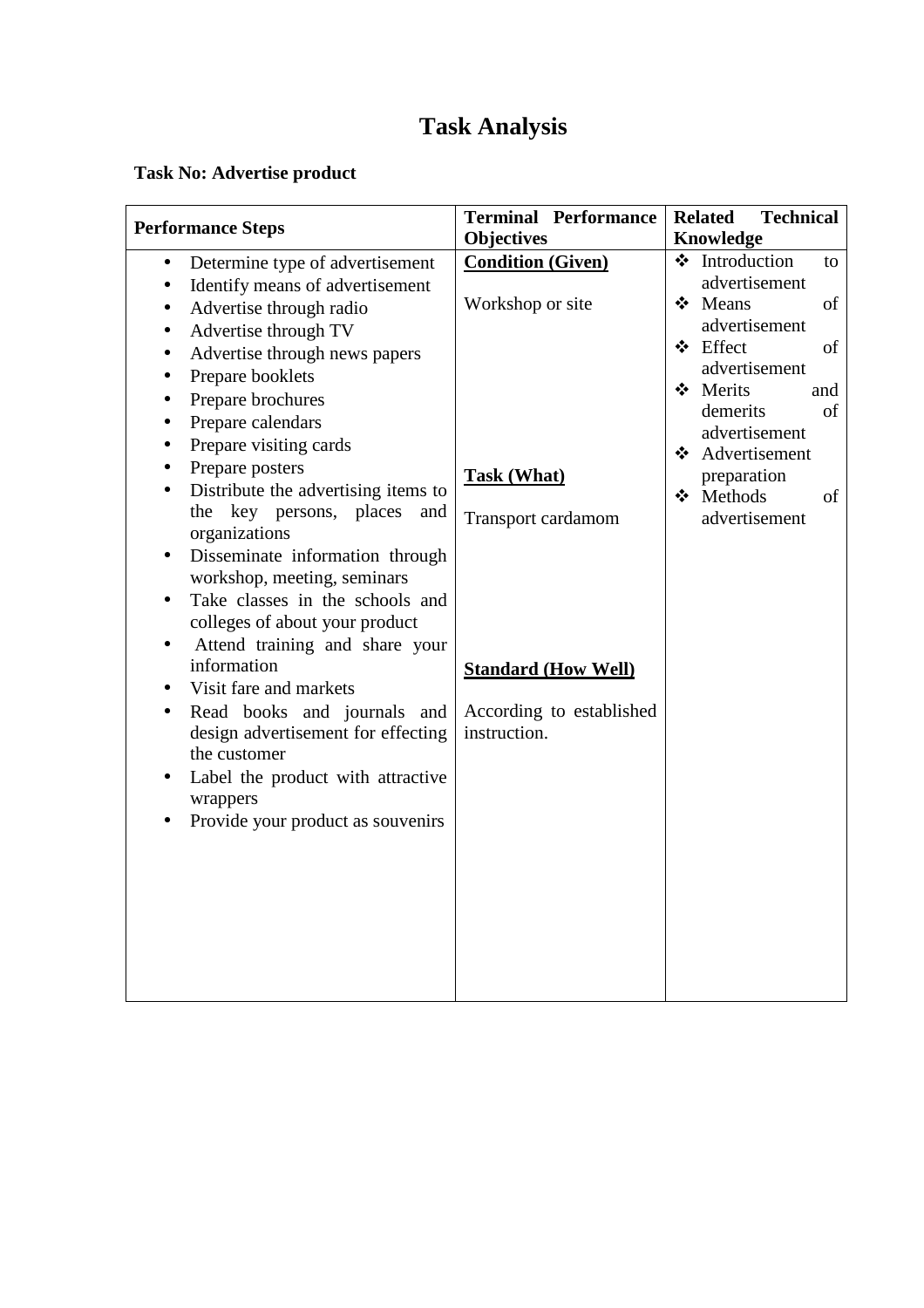# Task Analysis

**Task No: Advertise product**

| Performance Steps | Terminal Performance Objectives | Related Technical Knowledge |
|---|---|---|
| • Determine type of advertisement<br>• Identify means of advertisement<br>• Advertise through radio<br>• Advertise through TV<br>• Advertise through news papers<br>• Prepare booklets<br>• Prepare brochures<br>• Prepare calendars<br>• Prepare visiting cards<br>• Prepare posters<br>• Distribute the advertising items to the key persons, places and organizations<br>• Disseminate information through workshop, meeting, seminars<br>• Take classes in the schools and colleges of about your product<br>• Attend training and share your information<br>• Visit fare and markets<br>• Read books and journals and design advertisement for effecting the customer<br>• Label the product with attractive wrappers<br>• Provide your product as souvenirs | **Condition (Given)**<br><br>Workshop or site<br><br>**Task (What)**<br><br>Transport cardamom<br><br>**Standard (How Well)**<br><br>According to established instruction. | ❖ Introduction to advertisement<br>❖ Means of advertisement<br>❖ Effect of advertisement<br>❖ Merits and demerits of advertisement<br>❖ Advertisement preparation<br>❖ Methods of advertisement |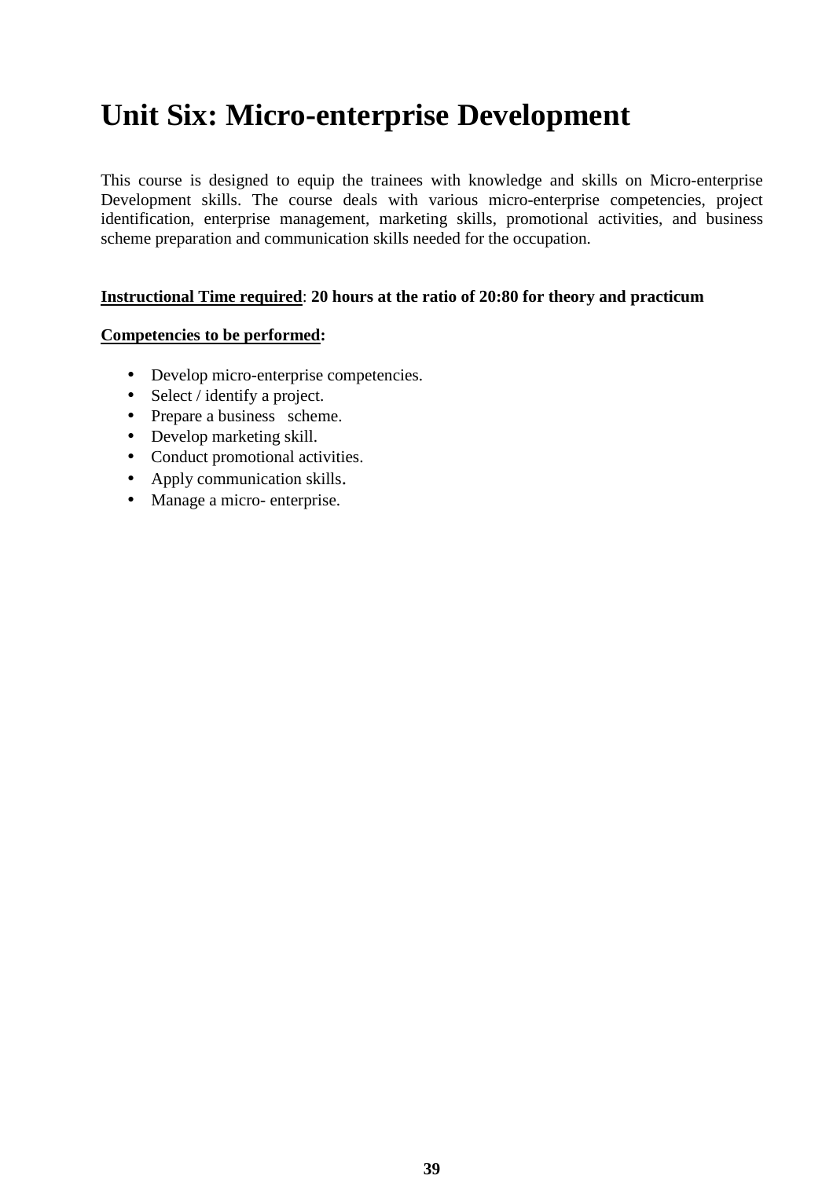# Unit Six: Micro-enterprise Development

This course is designed to equip the trainees with knowledge and skills on Micro-enterprise Development skills. The course deals with various micro-enterprise competencies, project identification, enterprise management, marketing skills, promotional activities, and business scheme preparation and communication skills needed for the occupation.

**Instructional Time required**: **20 hours at the ratio of 20:80 for theory and practicum**

**Competencies to be performed:**

- Develop micro-enterprise competencies.
- Select / identify a project.
- Prepare a business scheme.
- Develop marketing skill.
- Conduct promotional activities.
- Apply communication skills.
- Manage a micro- enterprise.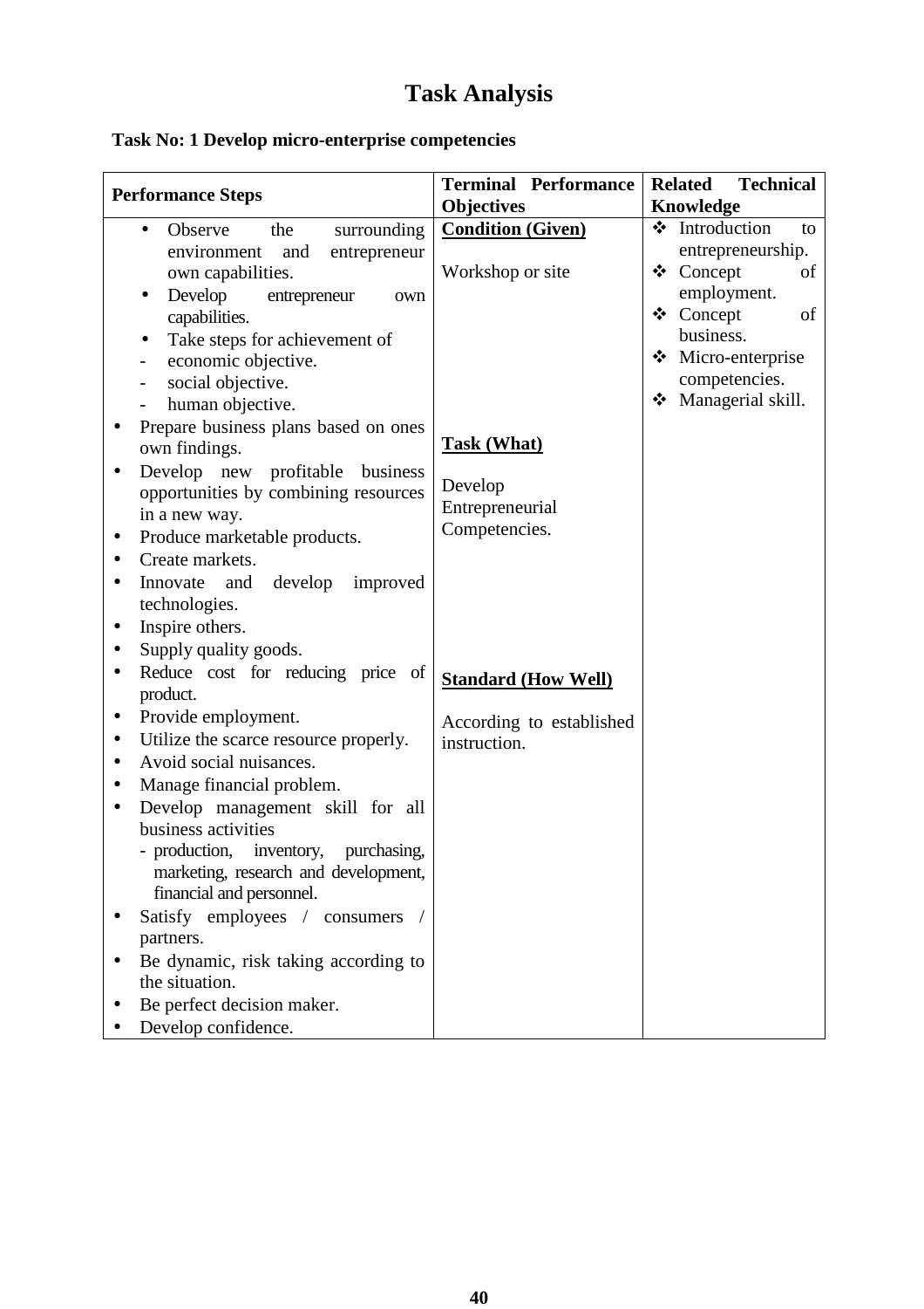# Task Analysis

**Task No: 1 Develop micro-enterprise competencies**

| Performance Steps | Terminal Performance Objectives | Related Technical Knowledge |
|---|---|---|
| • Observe the surrounding environment and entrepreneur own capabilities.<br>• Develop entrepreneur own capabilities.<br>• Take steps for achievement of<br>- economic objective.<br>- social objective.<br>- human objective.<br>• Prepare business plans based on ones own findings.<br>• Develop new profitable business opportunities by combining resources in a new way.<br>• Produce marketable products.<br>• Create markets.<br>• Innovate and develop improved technologies.<br>• Inspire others.<br>• Supply quality goods.<br>• Reduce cost for reducing price of product.<br>• Provide employment.<br>• Utilize the scarce resource properly.<br>• Avoid social nuisances.<br>• Manage financial problem.<br>• Develop management skill for all business activities<br>- production, inventory, purchasing, marketing, research and development, financial and personnel.<br>• Satisfy employees / consumers / partners.<br>• Be dynamic, risk taking according to the situation.<br>• Be perfect decision maker.<br>• Develop confidence. | **Condition (Given)**<br><br>Workshop or site<br><br>**Task (What)**<br><br>Develop Entrepreneurial Competencies.<br><br>**Standard (How Well)**<br><br>According to established instruction. | ❖ Introduction to entrepreneurship.<br>❖ Concept of employment.<br>❖ Concept of business.<br>❖ Micro-enterprise competencies.<br>❖ Managerial skill. |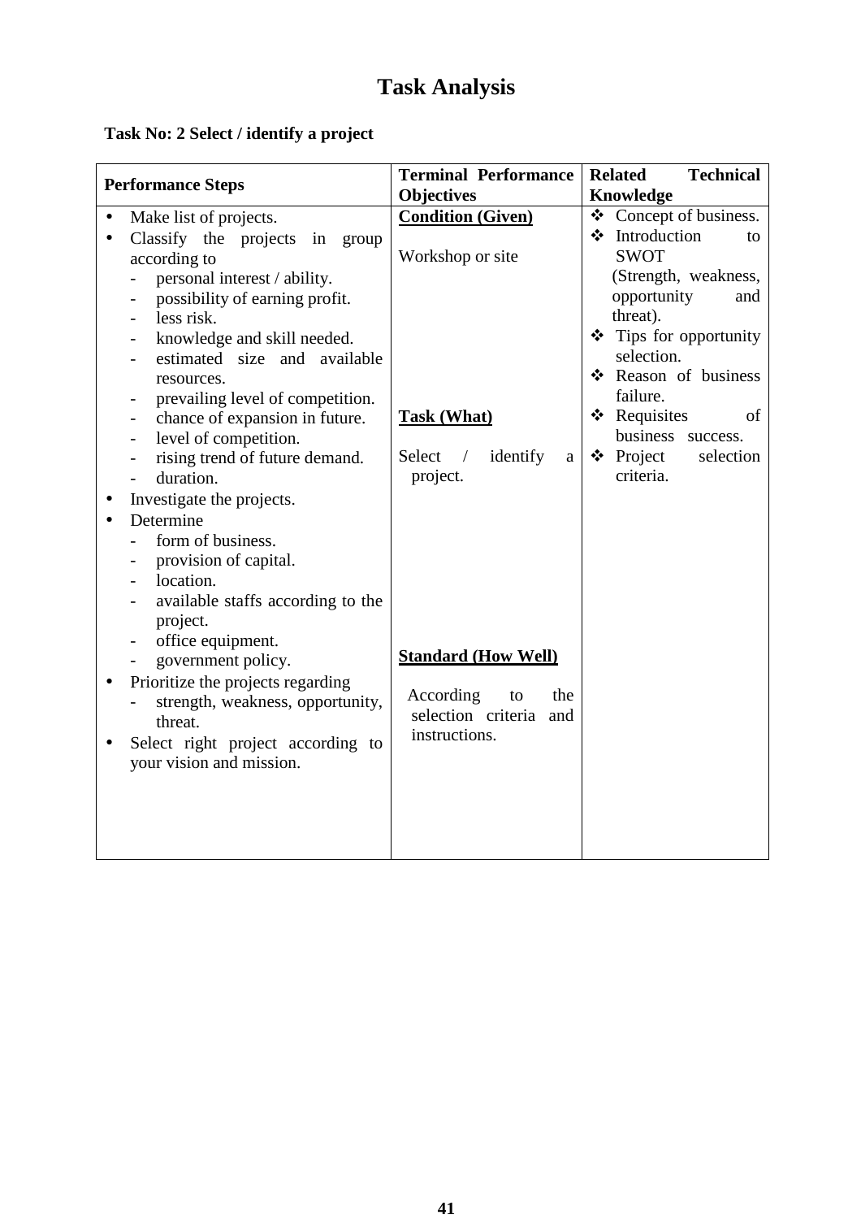# Task Analysis

**Task No: 2 Select / identify a project**

| Performance Steps | Terminal Performance Objectives | Related Technical Knowledge |
|---|---|---|
| • Make list of projects.<br>• Classify the projects in group according to<br>- personal interest / ability.<br>- possibility of earning profit.<br>- less risk.<br>- knowledge and skill needed.<br>- estimated size and available resources.<br>- prevailing level of competition.<br>- chance of expansion in future.<br>- level of competition.<br>- rising trend of future demand.<br>- duration.<br>• Investigate the projects.<br>• Determine<br>- form of business.<br>- provision of capital.<br>- location.<br>- available staffs according to the project.<br>- office equipment.<br>- government policy.<br>• Prioritize the projects regarding<br>- strength, weakness, opportunity, threat.<br>• Select right project according to your vision and mission. | **Condition (Given)**<br><br>Workshop or site<br><br>**Task (What)**<br><br>Select / identify a project.<br><br>**Standard (How Well)**<br><br>According to the selection criteria and instructions. | ❖ Concept of business.<br>❖ Introduction to SWOT (Strength, weakness, opportunity and threat).<br>❖ Tips for opportunity selection.<br>❖ Reason of business failure.<br>❖ Requisites of business success.<br>❖ Project selection criteria. |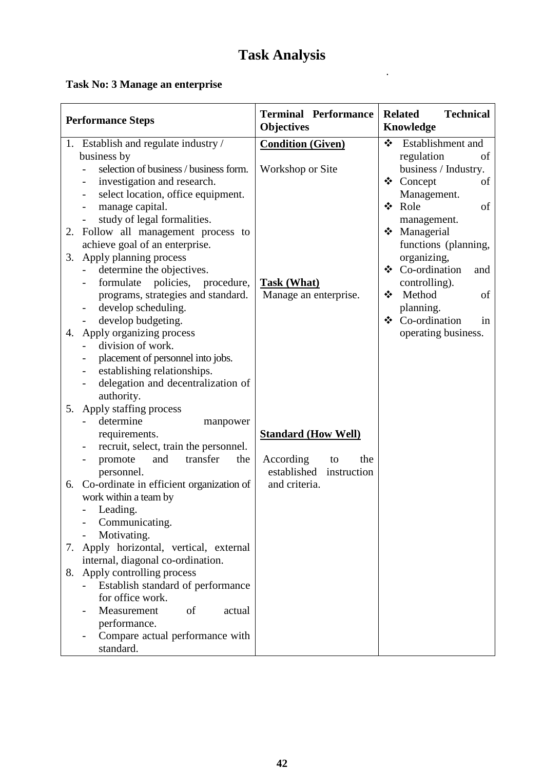# Task Analysis

**Task No: 3 Manage an enterprise**

| Performance Steps | Terminal Performance Objectives | Related Technical Knowledge |
|---|---|---|
| 1. Establish and regulate industry / business by<br>- selection of business / business form.<br>- investigation and research.<br>- select location, office equipment.<br>- manage capital.<br>- study of legal formalities.<br>2. Follow all management process to achieve goal of an enterprise.<br>3. Apply planning process<br>- determine the objectives.<br>- formulate policies, procedure, programs, strategies and standard.<br>- develop scheduling.<br>- develop budgeting.<br>4. Apply organizing process<br>- division of work.<br>- placement of personnel into jobs.<br>- establishing relationships.<br>- delegation and decentralization of authority.<br>5. Apply staffing process<br>- determine manpower requirements.<br>- recruit, select, train the personnel.<br>- promote and transfer the personnel.<br>6. Co-ordinate in efficient organization of work within a team by<br>- Leading.<br>- Communicating.<br>- Motivating.<br>7. Apply horizontal, vertical, external internal, diagonal co-ordination.<br>8. Apply controlling process<br>- Establish standard of performance for office work.<br>- Measurement of actual performance.<br>- Compare actual performance with standard. | **Condition (Given)**<br><br>Workshop or Site<br><br>**Task (What)**<br>Manage an enterprise.<br><br>**Standard (How Well)**<br><br>According to the established instruction and criteria. | ❖ Establishment and regulation of business / Industry.<br>❖ Concept of Management.<br>❖ Role of management.<br>❖ Managerial functions (planning, organizing,<br>❖ Co-ordination and controlling).<br>❖ Method of planning.<br>❖ Co-ordination in operating business. |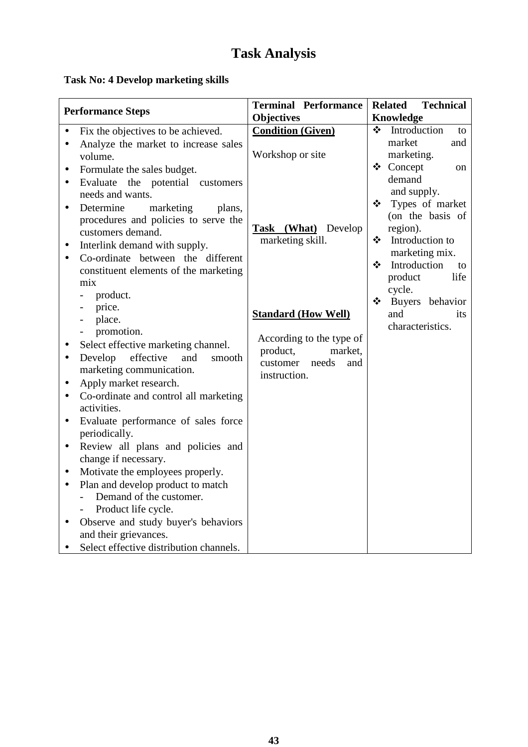# Task Analysis

**Task No: 4 Develop marketing skills**

| Performance Steps | Terminal Performance Objectives | Related Technical Knowledge |
|---|---|---|
| • Fix the objectives to be achieved.<br>• Analyze the market to increase sales volume.<br>• Formulate the sales budget.<br>• Evaluate the potential customers needs and wants.<br>• Determine marketing plans, procedures and policies to serve the customers demand.<br>• Interlink demand with supply.<br>• Co-ordinate between the different constituent elements of the marketing mix<br>  - product.<br>  - price.<br>  - place.<br>  - promotion.<br>• Select effective marketing channel.<br>• Develop effective and smooth marketing communication.<br>• Apply market research.<br>• Co-ordinate and control all marketing activities.<br>• Evaluate performance of sales force periodically.<br>• Review all plans and policies and change if necessary.<br>• Motivate the employees properly.<br>• Plan and develop product to match<br>  - Demand of the customer.<br>  - Product life cycle.<br>• Observe and study buyer's behaviors and their grievances.<br>• Select effective distribution channels. | **Condition (Given)**<br><br>Workshop or site<br><br>**Task (What)** Develop marketing skill.<br><br>**Standard (How Well)**<br><br>According to the type of product, market, customer needs and instruction. | ❖ Introduction to market and marketing.<br>❖ Concept on demand and supply.<br>❖ Types of market (on the basis of region).<br>❖ Introduction to marketing mix.<br>❖ Introduction to product life cycle.<br>❖ Buyers behavior and its characteristics. |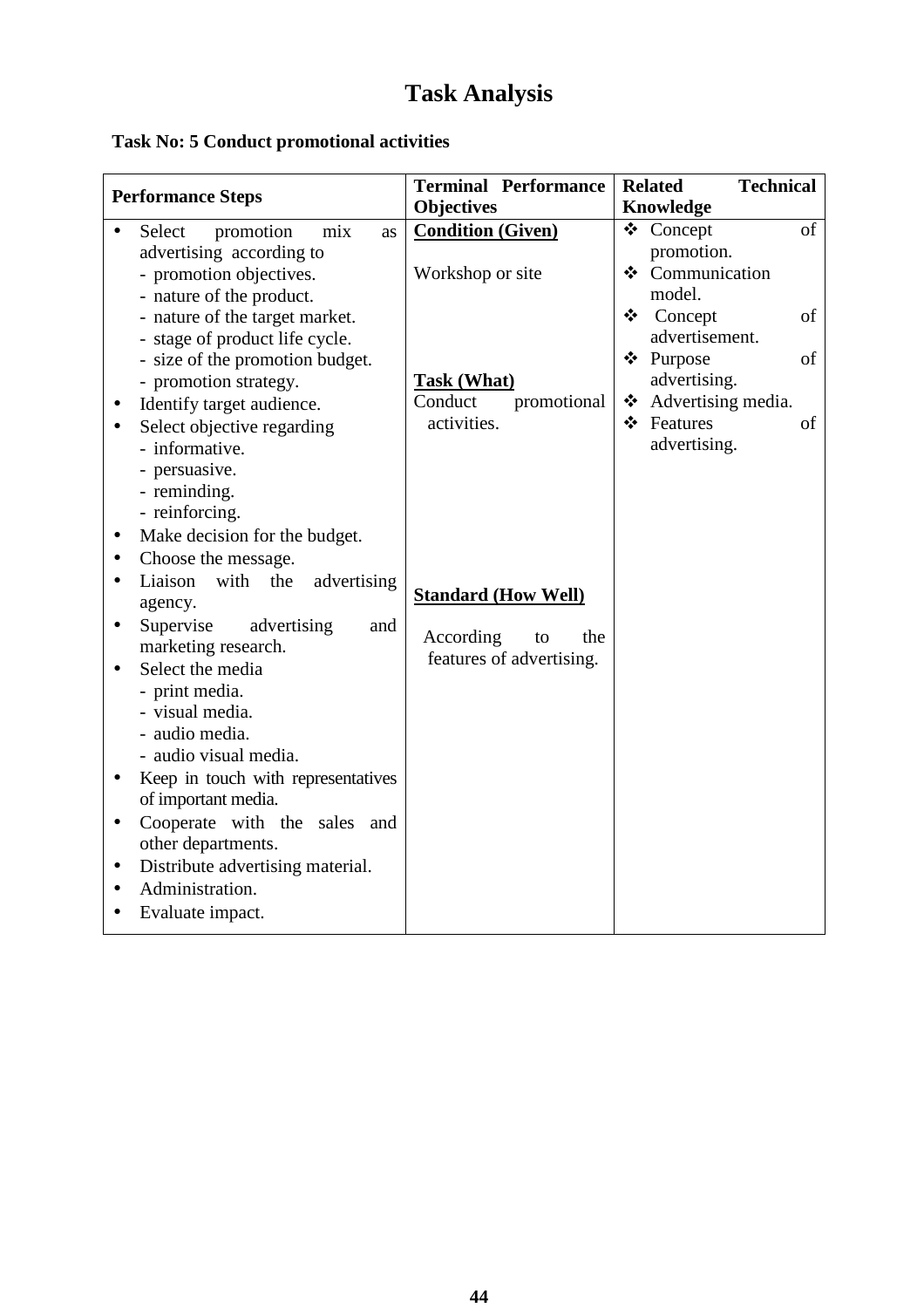# Task Analysis

**Task No: 5 Conduct promotional activities**

| Performance Steps | Terminal Performance Objectives | Related Technical Knowledge |
|---|---|---|
| • Select promotion mix as advertising according to<br>- promotion objectives.<br>- nature of the product.<br>- nature of the target market.<br>- stage of product life cycle.<br>- size of the promotion budget.<br>- promotion strategy.<br>• Identify target audience.<br>• Select objective regarding<br>- informative.<br>- persuasive.<br>- reminding.<br>- reinforcing.<br>• Make decision for the budget.<br>• Choose the message.<br>• Liaison with the advertising agency.<br>• Supervise advertising and marketing research.<br>• Select the media<br>- print media.<br>- visual media.<br>- audio media.<br>- audio visual media.<br>• Keep in touch with representatives of important media.<br>• Cooperate with the sales and other departments.<br>• Distribute advertising material.<br>• Administration.<br>• Evaluate impact. | **<u>Condition (Given)</u>**<br><br>Workshop or site<br><br>**<u>Task (What)</u>**<br>Conduct promotional activities.<br><br>**<u>Standard (How Well)</u>**<br><br>According to the features of advertising. | ❖ Concept of promotion.<br>❖ Communication model.<br>❖ Concept of advertisement.<br>❖ Purpose of advertising.<br>❖ Advertising media.<br>❖ Features of advertising. |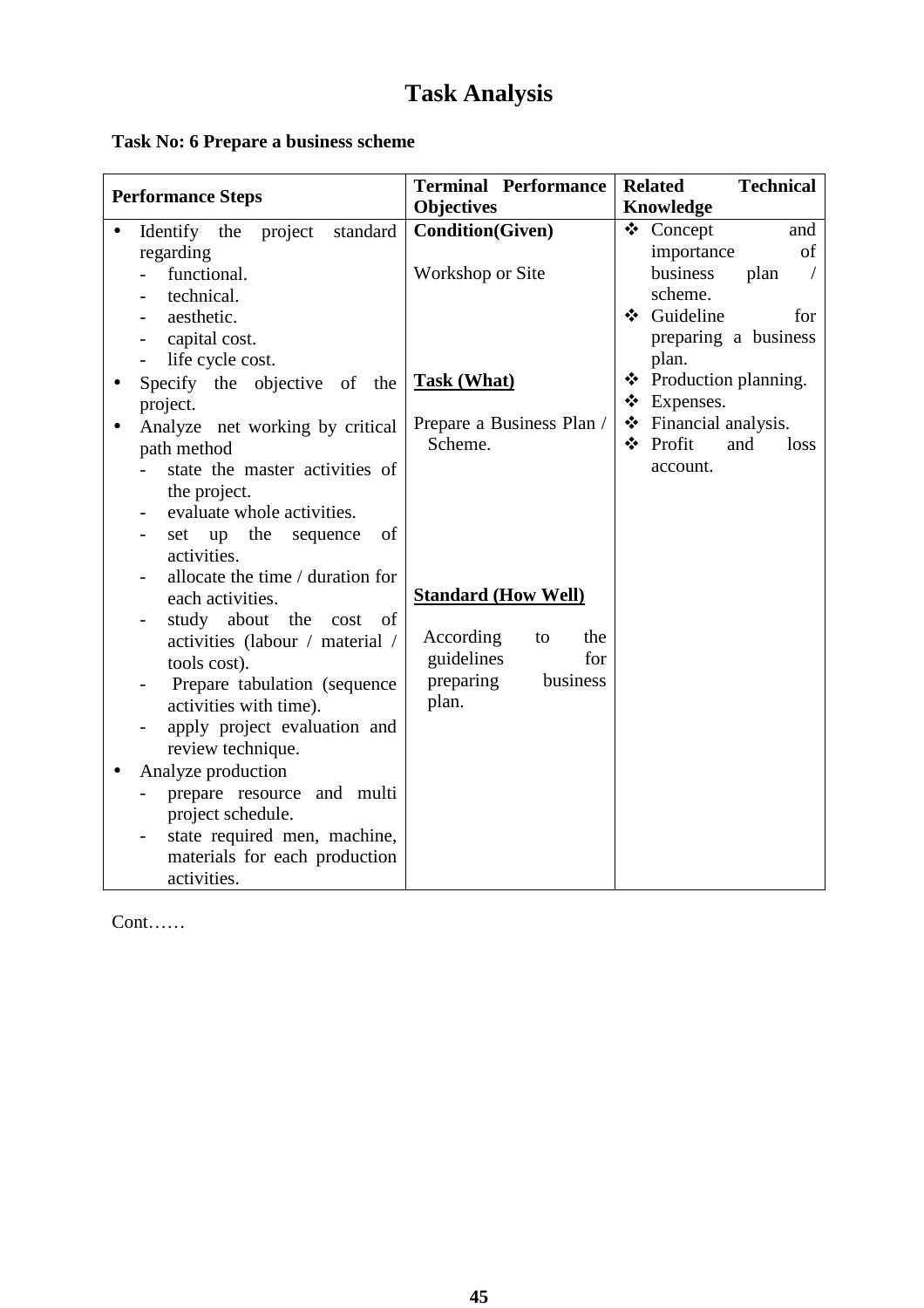# Task Analysis

**Task No: 6 Prepare a business scheme**

| Performance Steps | Terminal Performance Objectives | Related Technical Knowledge |
|---|---|---|
| • Identify the project standard regarding<br>- functional.<br>- technical.<br>- aesthetic.<br>- capital cost.<br>- life cycle cost.<br>• Specify the objective of the project.<br>• Analyze net working by critical path method<br>- state the master activities of the project.<br>- evaluate whole activities.<br>- set up the sequence of activities.<br>- allocate the time / duration for each activities.<br>- study about the cost of activities (labour / material / tools cost).<br>- Prepare tabulation (sequence activities with time).<br>- apply project evaluation and review technique.<br>• Analyze production<br>- prepare resource and multi project schedule.<br>- state required men, machine, materials for each production activities. | **Condition(Given)**<br><br>Workshop or Site<br><br>**<u>Task (What)</u>**<br><br>Prepare a Business Plan / Scheme.<br><br>**<u>Standard (How Well)</u>**<br><br>According to the guidelines for preparing business plan. | ❖ Concept and importance of business plan / scheme.<br>❖ Guideline for preparing a business plan.<br>❖ Production planning.<br>❖ Expenses.<br>❖ Financial analysis.<br>❖ Profit and loss account. |

Cont……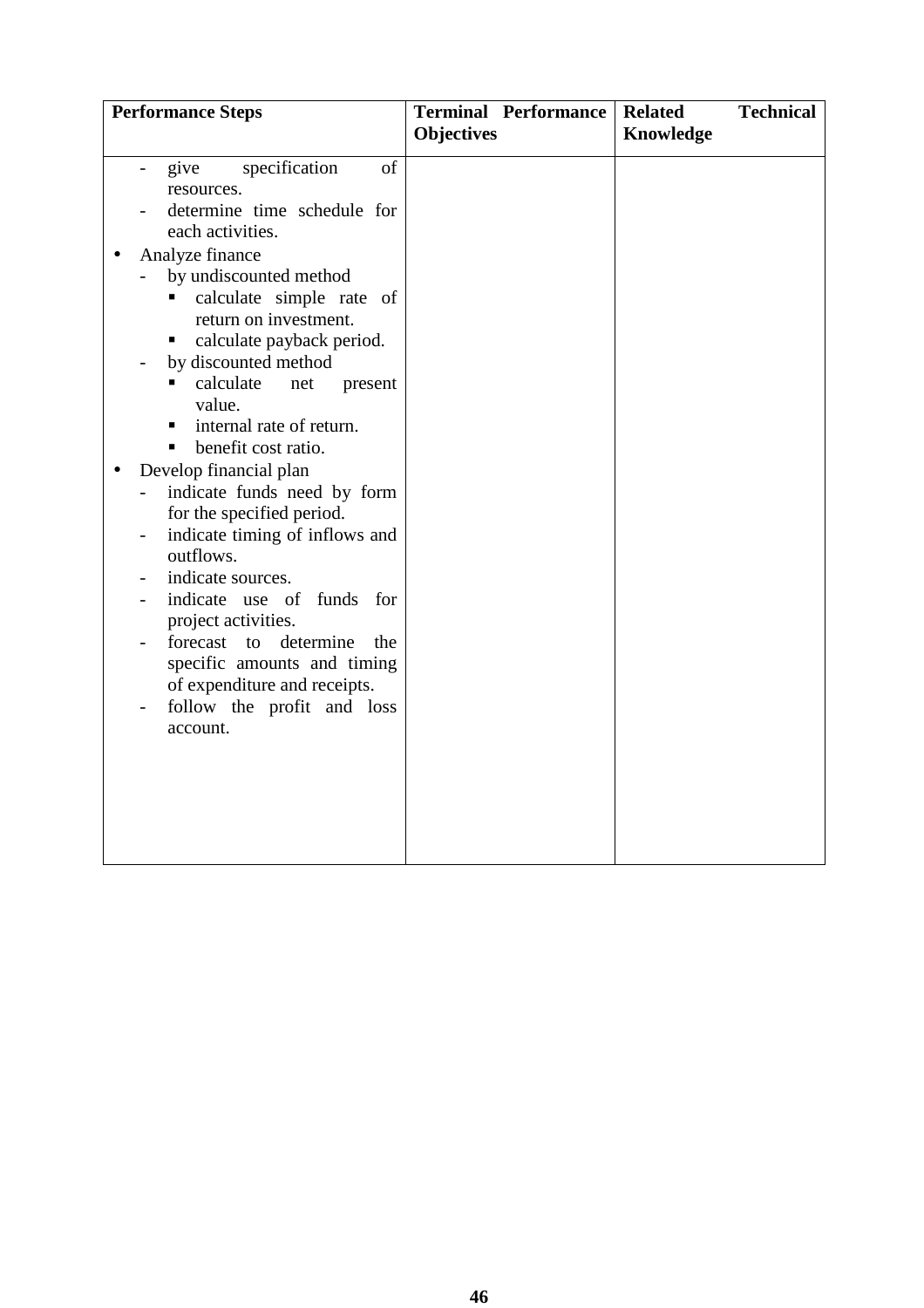| Performance Steps | Terminal Performance Objectives | Related Technical Knowledge |
|---|---|---|
| - give specification of resources.<br>- determine time schedule for each activities.<br>• Analyze finance<br>&nbsp;&nbsp;- by undiscounted method<br>&nbsp;&nbsp;&nbsp;&nbsp;▪ calculate simple rate of return on investment.<br>&nbsp;&nbsp;&nbsp;&nbsp;▪ calculate payback period.<br>&nbsp;&nbsp;- by discounted method<br>&nbsp;&nbsp;&nbsp;&nbsp;▪ calculate net present value.<br>&nbsp;&nbsp;&nbsp;&nbsp;▪ internal rate of return.<br>&nbsp;&nbsp;&nbsp;&nbsp;▪ benefit cost ratio.<br>• Develop financial plan<br>&nbsp;&nbsp;- indicate funds need by form for the specified period.<br>&nbsp;&nbsp;- indicate timing of inflows and outflows.<br>&nbsp;&nbsp;- indicate sources.<br>&nbsp;&nbsp;- indicate use of funds for project activities.<br>&nbsp;&nbsp;- forecast to determine the specific amounts and timing of expenditure and receipts.<br>&nbsp;&nbsp;- follow the profit and loss account. | | |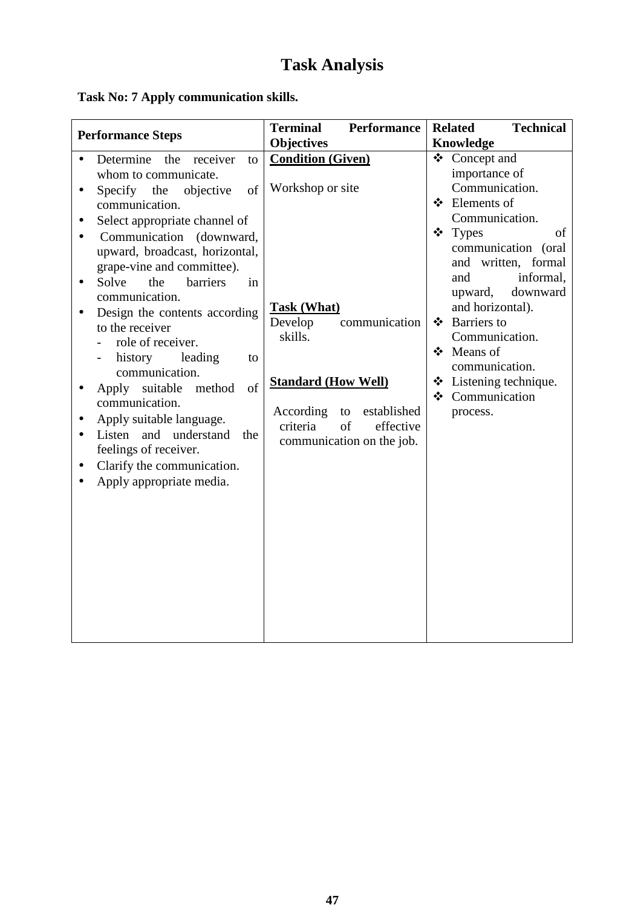# Task Analysis

**Task No: 7 Apply communication skills.**

| Performance Steps | Terminal Performance Objectives | Related Technical Knowledge |
|---|---|---|
| • Determine the receiver to whom to communicate.<br>• Specify the objective of communication.<br>• Select appropriate channel of<br>• Communication (downward, upward, broadcast, horizontal, grape-vine and committee).<br>• Solve the barriers in communication.<br>• Design the contents according to the receiver<br>&nbsp;&nbsp;- role of receiver.<br>&nbsp;&nbsp;- history leading to communication.<br>• Apply suitable method of communication.<br>• Apply suitable language.<br>• Listen and understand the feelings of receiver.<br>• Clarify the communication.<br>• Apply appropriate media. | **<u>Condition (Given)</u>**<br><br>Workshop or site<br><br>**<u>Task (What)</u>**<br>Develop communication skills.<br><br>**<u>Standard (How Well)</u>**<br><br>According to established criteria of effective communication on the job. | ❖ Concept and importance of Communication.<br>❖ Elements of Communication.<br>❖ Types of communication (oral and written, formal and informal, upward, downward and horizontal).<br>❖ Barriers to Communication.<br>❖ Means of communication.<br>❖ Listening technique.<br>❖ Communication process. |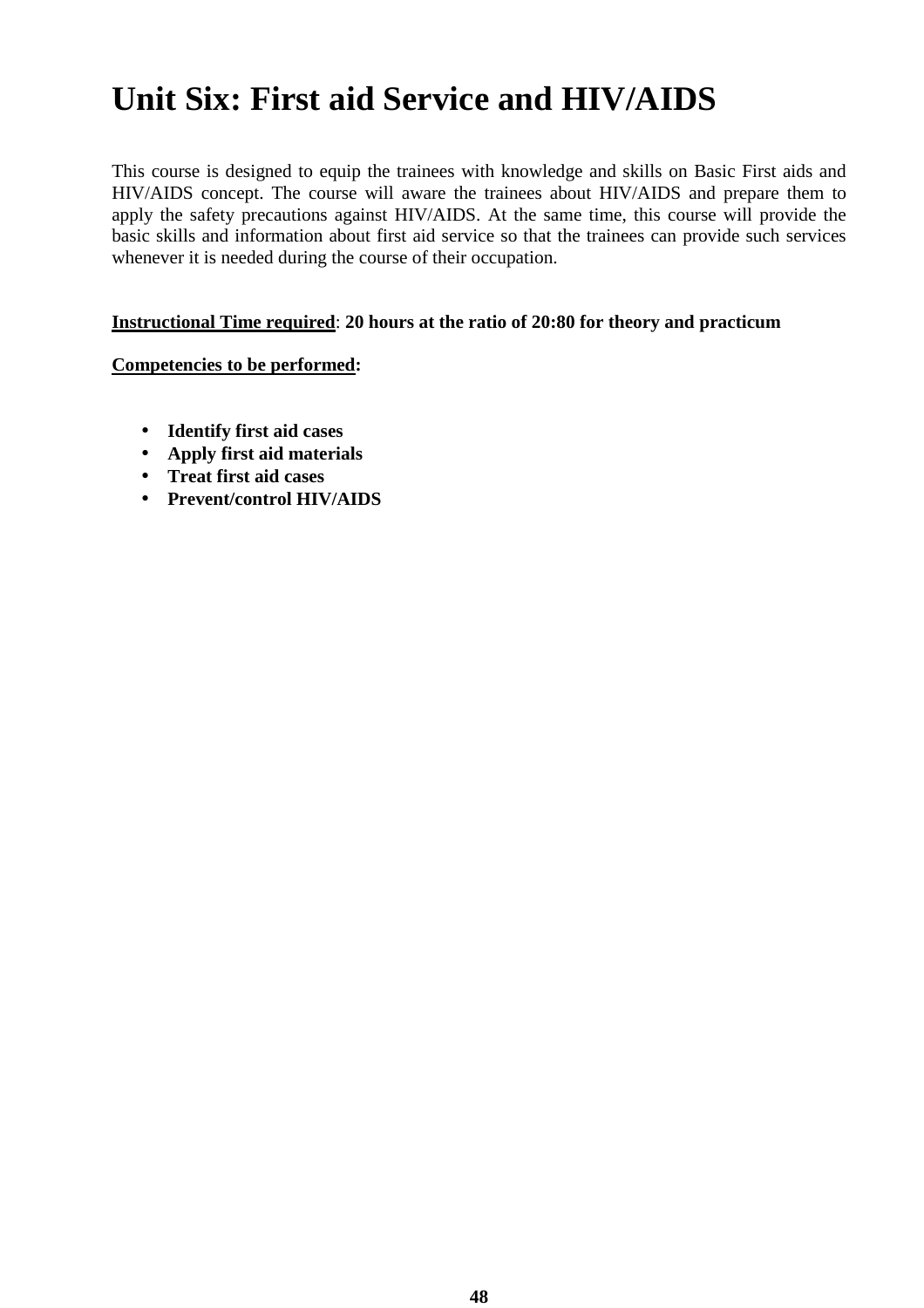# Unit Six: First aid Service and HIV/AIDS

This course is designed to equip the trainees with knowledge and skills on Basic First aids and HIV/AIDS concept. The course will aware the trainees about HIV/AIDS and prepare them to apply the safety precautions against HIV/AIDS. At the same time, this course will provide the basic skills and information about first aid service so that the trainees can provide such services whenever it is needed during the course of their occupation.

<u>Instructional Time required</u>: **20 hours at the ratio of 20:80 for theory and practicum**

<u>Competencies to be performed</u>**:**

- **Identify first aid cases**
- **Apply first aid materials**
- **Treat first aid cases**
- **Prevent/control HIV/AIDS**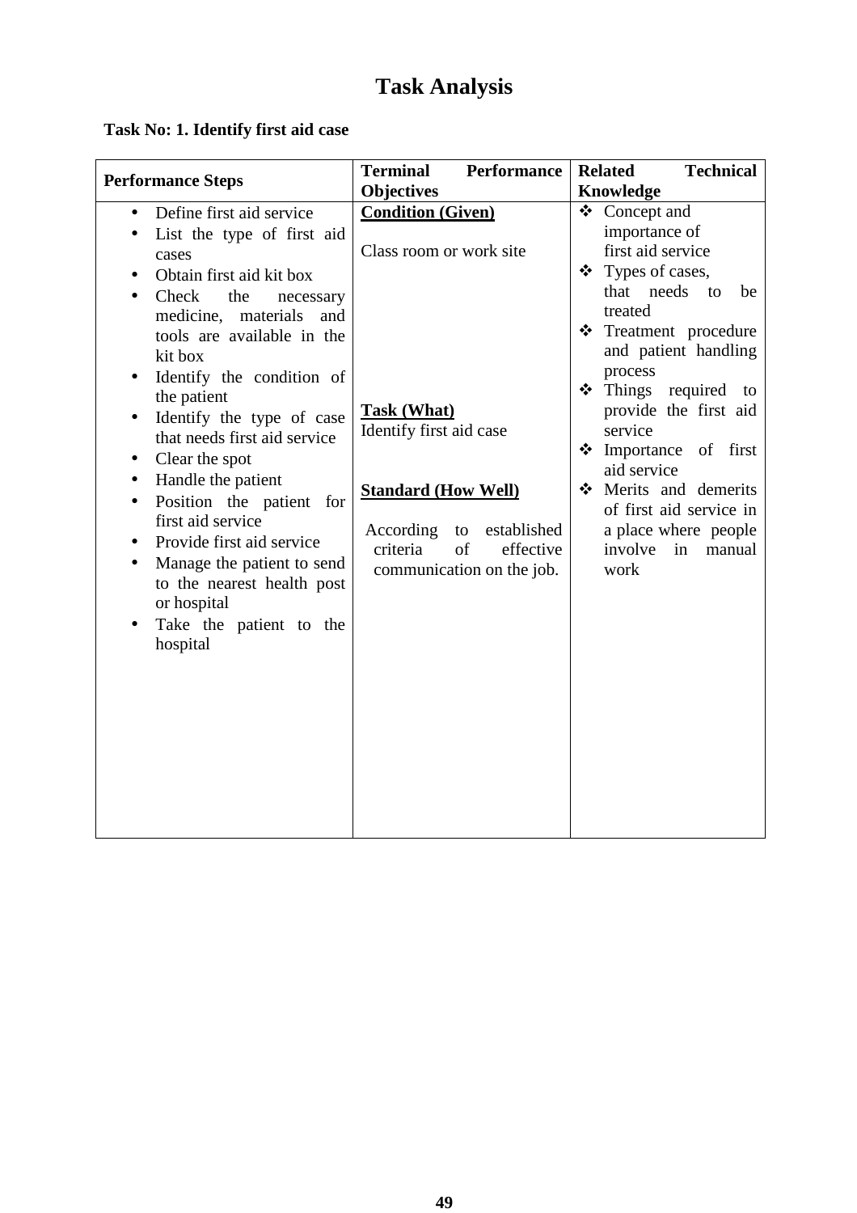# Task Analysis

**Task No: 1. Identify first aid case**

| Performance Steps | Terminal Performance Objectives | Related Technical Knowledge |
|---|---|---|
| • Define first aid service<br>• List the type of first aid cases<br>• Obtain first aid kit box<br>• Check the necessary medicine, materials and tools are available in the kit box<br>• Identify the condition of the patient<br>• Identify the type of case that needs first aid service<br>• Clear the spot<br>• Handle the patient<br>• Position the patient for first aid service<br>• Provide first aid service<br>• Manage the patient to send to the nearest health post or hospital<br>• Take the patient to the hospital | **Condition (Given)**<br><br>Class room or work site<br><br>**Task (What)**<br>Identify first aid case<br><br>**Standard (How Well)**<br><br>According to established criteria of effective communication on the job. | ❖ Concept and importance of first aid service<br>❖ Types of cases, that needs to be treated<br>❖ Treatment procedure and patient handling process<br>❖ Things required to provide the first aid service<br>❖ Importance of first aid service<br>❖ Merits and demerits of first aid service in a place where people involve in manual work |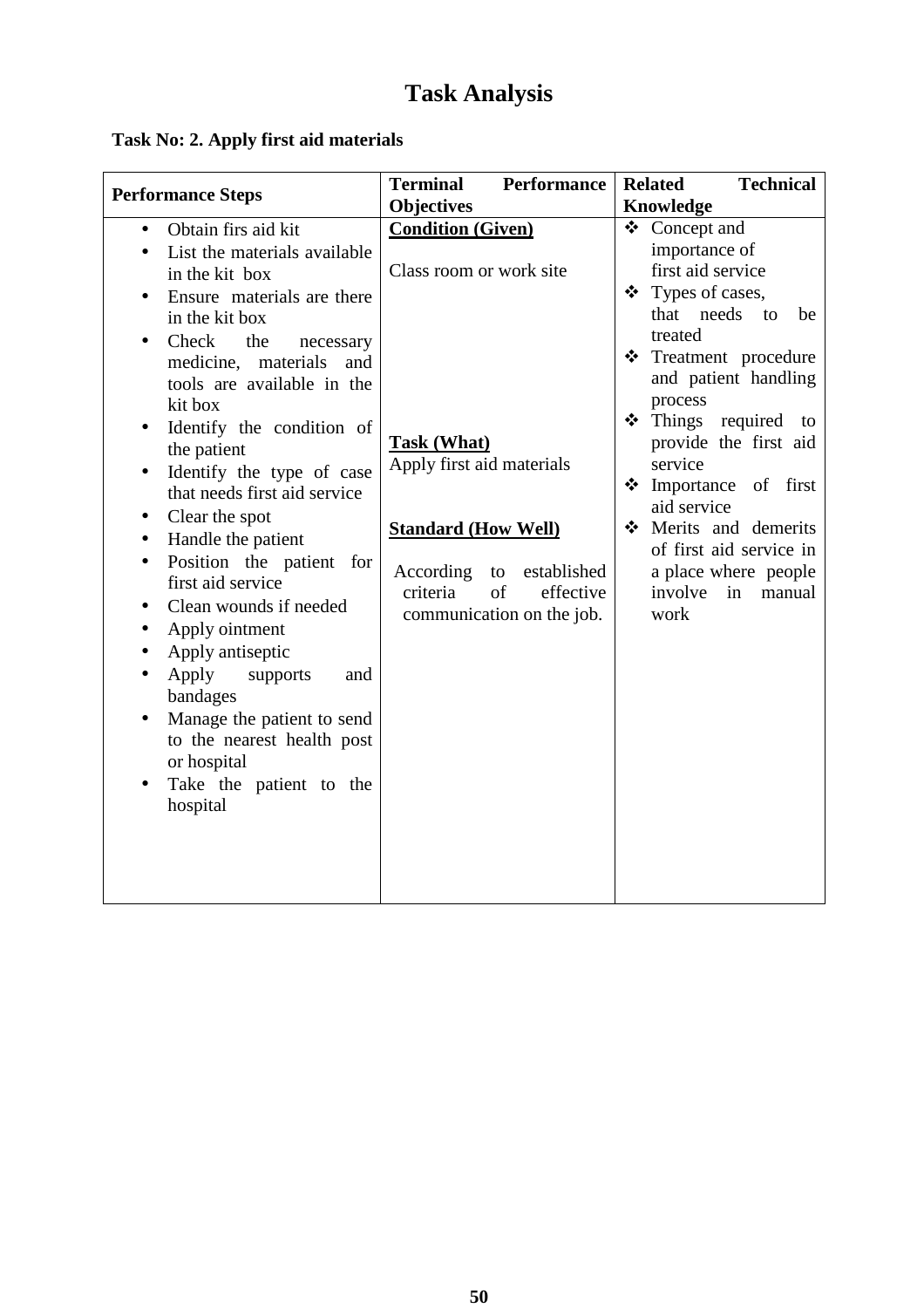# Task Analysis

**Task No: 2. Apply first aid materials**

| Performance Steps | Terminal Performance Objectives | Related Technical Knowledge |
|---|---|---|
| • Obtain firs aid kit<br>• List the materials available in the kit box<br>• Ensure materials are there in the kit box<br>• Check the necessary medicine, materials and tools are available in the kit box<br>• Identify the condition of the patient<br>• Identify the type of case that needs first aid service<br>• Clear the spot<br>• Handle the patient<br>• Position the patient for first aid service<br>• Clean wounds if needed<br>• Apply ointment<br>• Apply antiseptic<br>• Apply supports and bandages<br>• Manage the patient to send to the nearest health post or hospital<br>• Take the patient to the hospital | **<u>Condition (Given)</u>**<br><br>Class room or work site<br><br>**<u>Task (What)</u>**<br>Apply first aid materials<br><br>**<u>Standard (How Well)</u>**<br><br>According to established criteria of effective communication on the job. | ❖ Concept and importance of first aid service<br>❖ Types of cases, that needs to be treated<br>❖ Treatment procedure and patient handling process<br>❖ Things required to provide the first aid service<br>❖ Importance of first aid service<br>❖ Merits and demerits of first aid service in a place where people involve in manual work |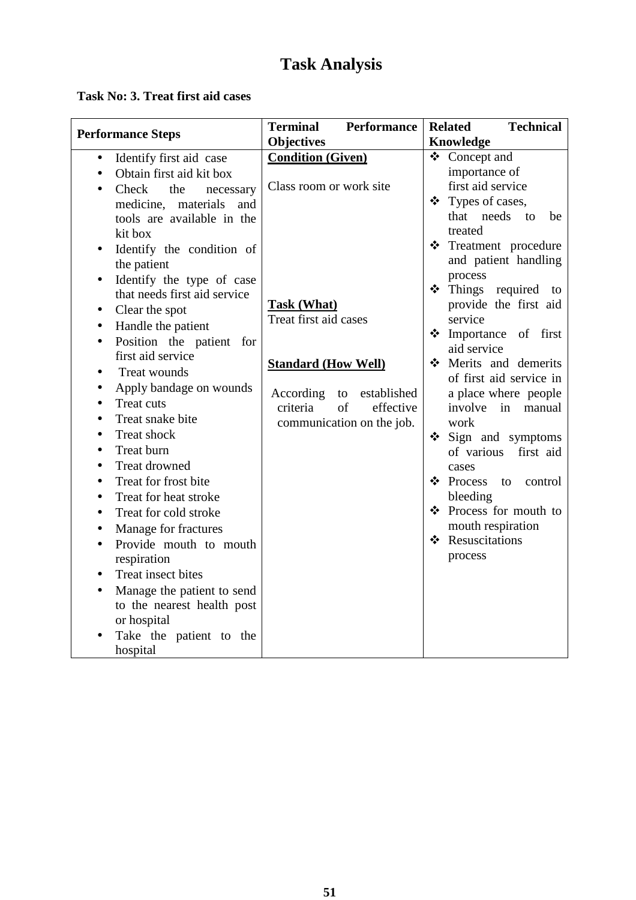# Task Analysis

**Task No: 3. Treat first aid cases**

| Performance Steps | Terminal Performance Objectives | Related Technical Knowledge |
|---|---|---|
| • Identify first aid case<br>• Obtain first aid kit box<br>• Check the necessary medicine, materials and tools are available in the kit box<br>• Identify the condition of the patient<br>• Identify the type of case that needs first aid service<br>• Clear the spot<br>• Handle the patient<br>• Position the patient for first aid service<br>• Treat wounds<br>• Apply bandage on wounds<br>• Treat cuts<br>• Treat snake bite<br>• Treat shock<br>• Treat burn<br>• Treat drowned<br>• Treat for frost bite<br>• Treat for heat stroke<br>• Treat for cold stroke<br>• Manage for fractures<br>• Provide mouth to mouth respiration<br>• Treat insect bites<br>• Manage the patient to send to the nearest health post or hospital<br>• Take the patient to the hospital | **Condition (Given)**<br><br>Class room or work site<br><br>**Task (What)**<br>Treat first aid cases<br><br>**Standard (How Well)**<br><br>According to established criteria of effective communication on the job. | ❖ Concept and importance of first aid service<br>❖ Types of cases, that needs to be treated<br>❖ Treatment procedure and patient handling process<br>❖ Things required to provide the first aid service<br>❖ Importance of first aid service<br>❖ Merits and demerits of first aid service in a place where people involve in manual work<br>❖ Sign and symptoms of various first aid cases<br>❖ Process to control bleeding<br>❖ Process for mouth to mouth respiration<br>❖ Resuscitations process |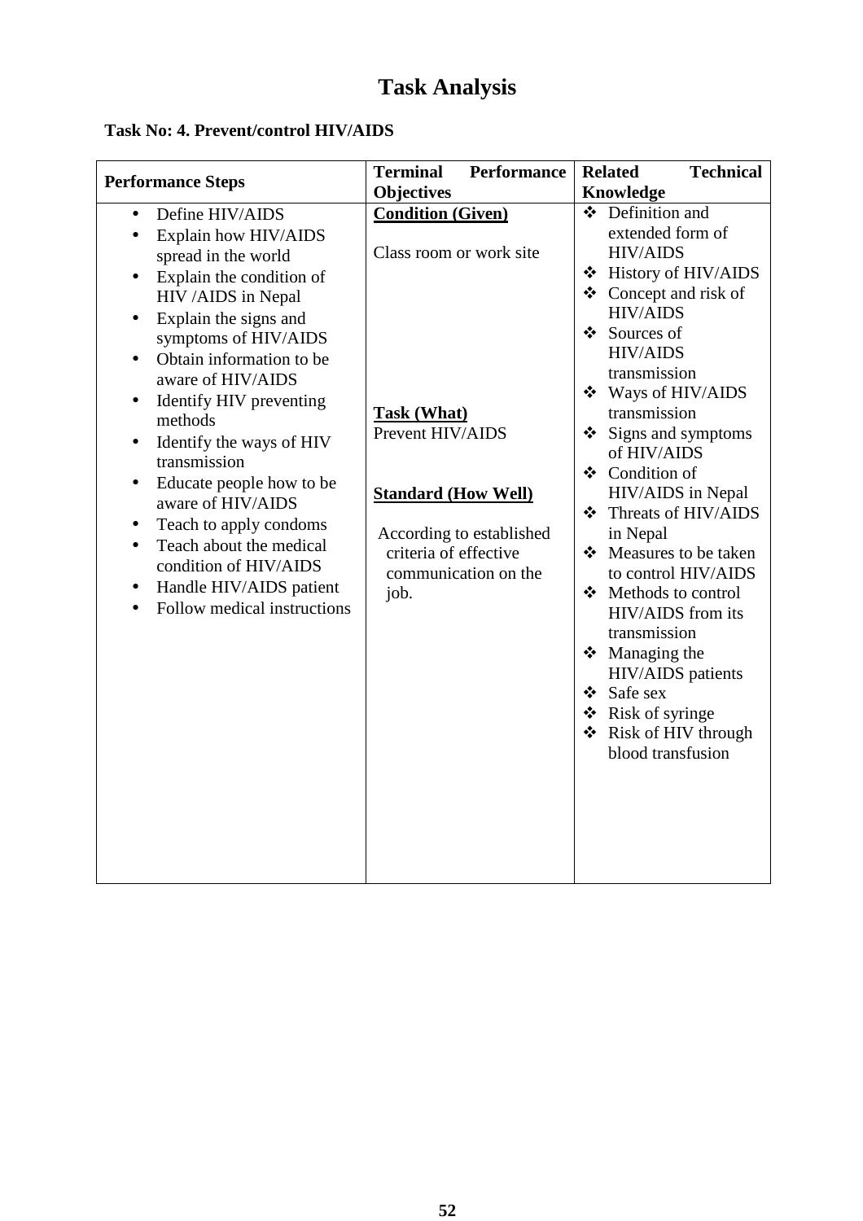# Task Analysis

**Task No: 4. Prevent/control HIV/AIDS**

| Performance Steps | Terminal Performance Objectives | Related Technical Knowledge |
|---|---|---|
| • Define HIV/AIDS<br>• Explain how HIV/AIDS spread in the world<br>• Explain the condition of HIV /AIDS in Nepal<br>• Explain the signs and symptoms of HIV/AIDS<br>• Obtain information to be aware of HIV/AIDS<br>• Identify HIV preventing methods<br>• Identify the ways of HIV transmission<br>• Educate people how to be aware of HIV/AIDS<br>• Teach to apply condoms<br>• Teach about the medical condition of HIV/AIDS<br>• Handle HIV/AIDS patient<br>• Follow medical instructions | **<u>Condition (Given)</u>**<br><br>Class room or work site<br><br>**<u>Task (What)</u>**<br>Prevent HIV/AIDS<br><br>**<u>Standard (How Well)</u>**<br><br>According to established criteria of effective communication on the job. | ❖ Definition and extended form of HIV/AIDS<br>❖ History of HIV/AIDS<br>❖ Concept and risk of HIV/AIDS<br>❖ Sources of HIV/AIDS transmission<br>❖ Ways of HIV/AIDS transmission<br>❖ Signs and symptoms of HIV/AIDS<br>❖ Condition of HIV/AIDS in Nepal<br>❖ Threats of HIV/AIDS in Nepal<br>❖ Measures to be taken to control HIV/AIDS<br>❖ Methods to control HIV/AIDS from its transmission<br>❖ Managing the HIV/AIDS patients<br>❖ Safe sex<br>❖ Risk of syringe<br>❖ Risk of HIV through blood transfusion |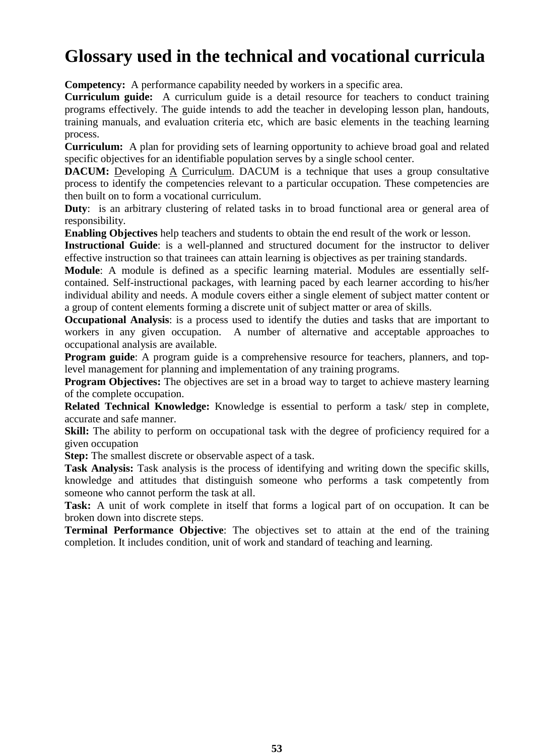# Glossary used in the technical and vocational curricula

**Competency:** A performance capability needed by workers in a specific area.

**Curriculum guide:** A curriculum guide is a detail resource for teachers to conduct training programs effectively. The guide intends to add the teacher in developing lesson plan, handouts, training manuals, and evaluation criteria etc, which are basic elements in the teaching learning process.

**Curriculum:** A plan for providing sets of learning opportunity to achieve broad goal and related specific objectives for an identifiable population serves by a single school center.

**DACUM:** Developing A Curriculum. DACUM is a technique that uses a group consultative process to identify the competencies relevant to a particular occupation. These competencies are then built on to form a vocational curriculum.

**Duty**: is an arbitrary clustering of related tasks in to broad functional area or general area of responsibility.

**Enabling Objectives** help teachers and students to obtain the end result of the work or lesson.

**Instructional Guide**: is a well-planned and structured document for the instructor to deliver effective instruction so that trainees can attain learning is objectives as per training standards.

**Module**: A module is defined as a specific learning material. Modules are essentially self-contained. Self-instructional packages, with learning paced by each learner according to his/her individual ability and needs. A module covers either a single element of subject matter content or a group of content elements forming a discrete unit of subject matter or area of skills.

**Occupational Analysis**: is a process used to identify the duties and tasks that are important to workers in any given occupation. A number of alternative and acceptable approaches to occupational analysis are available.

**Program guide**: A program guide is a comprehensive resource for teachers, planners, and top-level management for planning and implementation of any training programs.

**Program Objectives:** The objectives are set in a broad way to target to achieve mastery learning of the complete occupation.

**Related Technical Knowledge:** Knowledge is essential to perform a task/ step in complete, accurate and safe manner.

**Skill:** The ability to perform on occupational task with the degree of proficiency required for a given occupation

**Step:** The smallest discrete or observable aspect of a task.

**Task Analysis:** Task analysis is the process of identifying and writing down the specific skills, knowledge and attitudes that distinguish someone who performs a task competently from someone who cannot perform the task at all.

**Task:** A unit of work complete in itself that forms a logical part of on occupation. It can be broken down into discrete steps.

**Terminal Performance Objective**: The objectives set to attain at the end of the training completion. It includes condition, unit of work and standard of teaching and learning.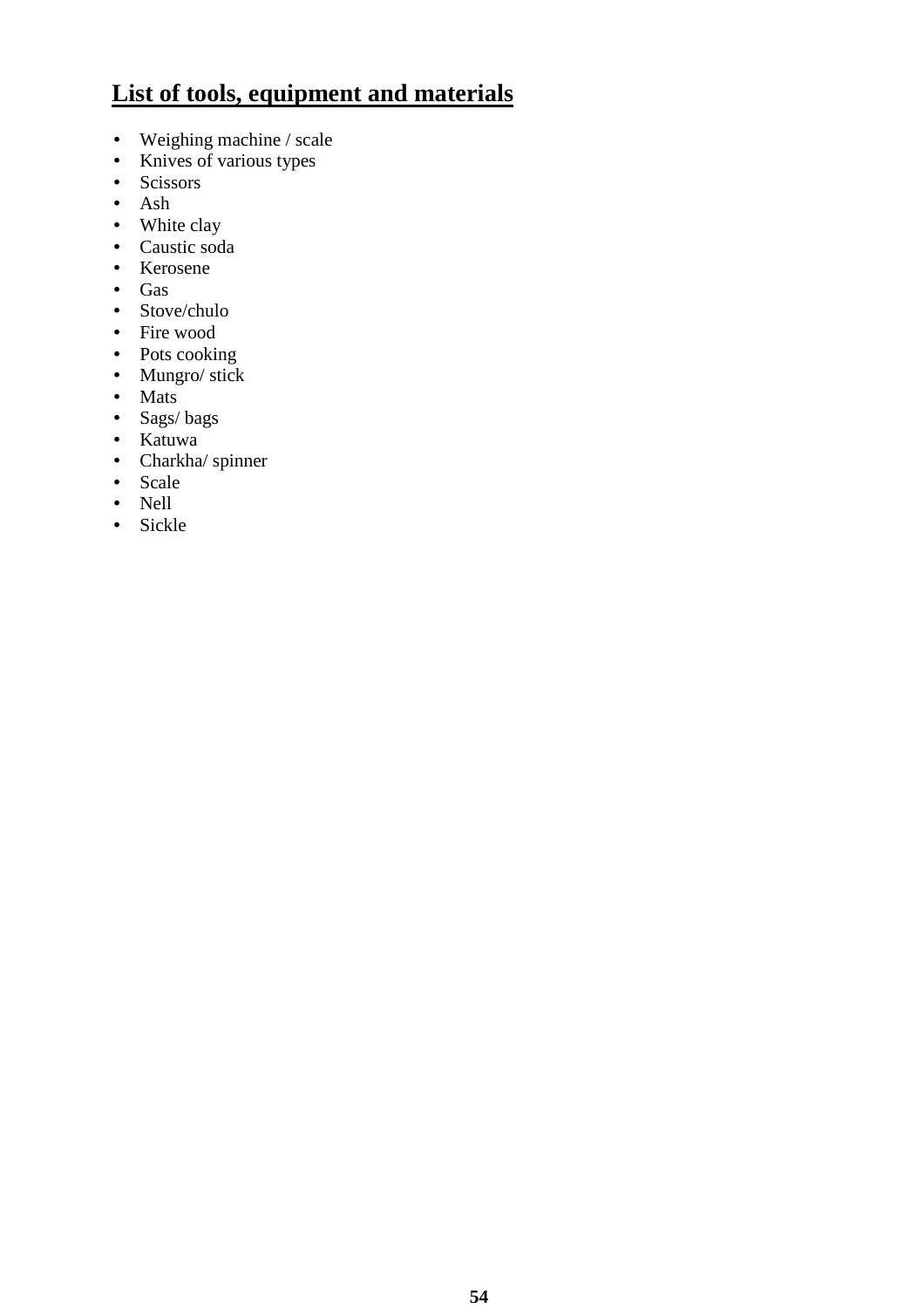## List of tools, equipment and materials

- Weighing machine / scale
- Knives of various types
- Scissors
- Ash
- White clay
- Caustic soda
- Kerosene
- Gas
- Stove/chulo
- Fire wood
- Pots cooking
- Mungro/ stick
- Mats
- Sags/ bags
- Katuwa
- Charkha/ spinner
- Scale
- Nell
- Sickle